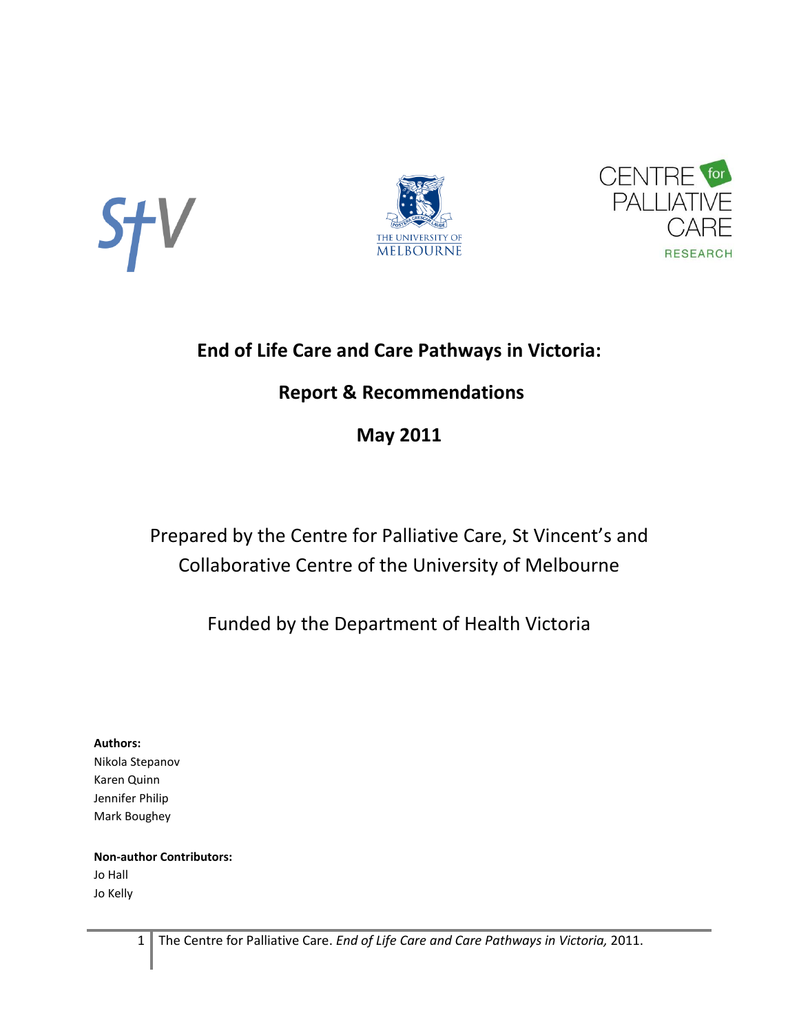# End of Life Care and Care Pathways in Victoria:

## Report & Recommendations

## May 2011

Prepared by the Centre for Palliative Care, St Vincent's and Collaborative Centre of the University of Melbourne

Funded by the Department of Health Victoria

**Authors:**

Nikola Stepanov
Karen Quinn
Jennifer Philip
Mark Boughey

**Non-author Contributors:**

Jo Hall
Jo Kelly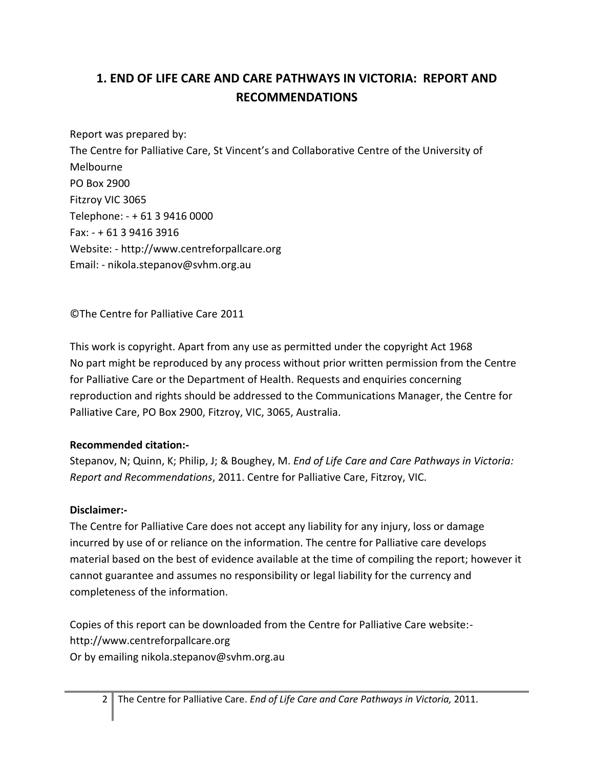# 1. END OF LIFE CARE AND CARE PATHWAYS IN VICTORIA: REPORT AND RECOMMENDATIONS

Report was prepared by:
The Centre for Palliative Care, St Vincent's and Collaborative Centre of the University of Melbourne
PO Box 2900
Fitzroy VIC 3065
Telephone: - + 61 3 9416 0000
Fax: - + 61 3 9416 3916
Website: - http://www.centreforpallcare.org
Email: - nikola.stepanov@svhm.org.au

©The Centre for Palliative Care 2011

This work is copyright. Apart from any use as permitted under the copyright Act 1968
No part might be reproduced by any process without prior written permission from the Centre for Palliative Care or the Department of Health. Requests and enquiries concerning reproduction and rights should be addressed to the Communications Manager, the Centre for Palliative Care, PO Box 2900, Fitzroy, VIC, 3065, Australia.

**Recommended citation:-**
Stepanov, N; Quinn, K; Philip, J; & Boughey, M. *End of Life Care and Care Pathways in Victoria: Report and Recommendations*, 2011. Centre for Palliative Care, Fitzroy, VIC.

**Disclaimer:-**
The Centre for Palliative Care does not accept any liability for any injury, loss or damage incurred by use of or reliance on the information. The centre for Palliative care develops material based on the best of evidence available at the time of compiling the report; however it cannot guarantee and assumes no responsibility or legal liability for the currency and completeness of the information.

Copies of this report can be downloaded from the Centre for Palliative Care website:-
http://www.centreforpallcare.org
Or by emailing nikola.stepanov@svhm.org.au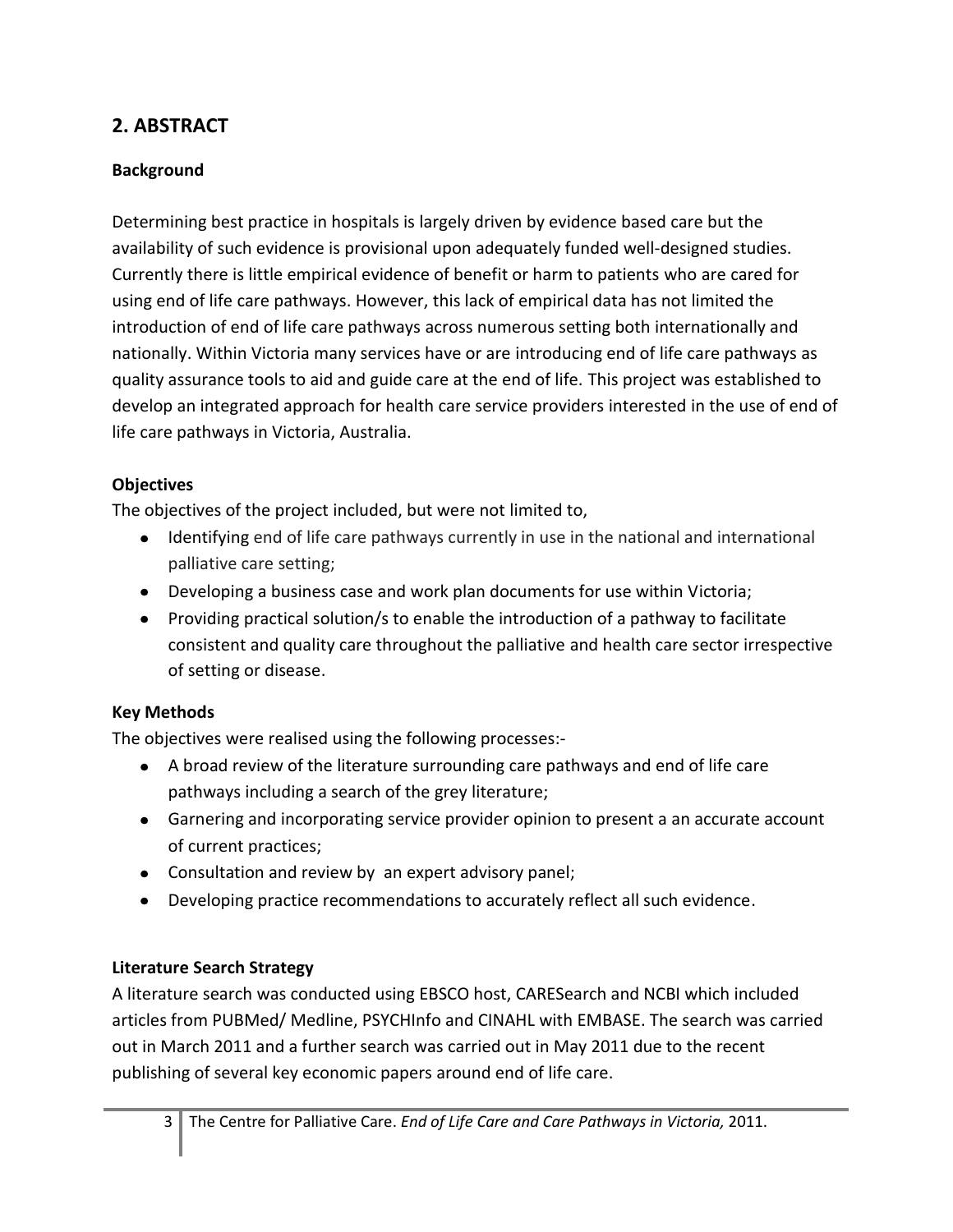## 2. ABSTRACT

### Background

Determining best practice in hospitals is largely driven by evidence based care but the availability of such evidence is provisional upon adequately funded well-designed studies. Currently there is little empirical evidence of benefit or harm to patients who are cared for using end of life care pathways. However, this lack of empirical data has not limited the introduction of end of life care pathways across numerous setting both internationally and nationally. Within Victoria many services have or are introducing end of life care pathways as quality assurance tools to aid and guide care at the end of life. This project was established to develop an integrated approach for health care service providers interested in the use of end of life care pathways in Victoria, Australia.

### Objectives

The objectives of the project included, but were not limited to,

- Identifying end of life care pathways currently in use in the national and international palliative care setting;
- Developing a business case and work plan documents for use within Victoria;
- Providing practical solution/s to enable the introduction of a pathway to facilitate consistent and quality care throughout the palliative and health care sector irrespective of setting or disease.

### Key Methods

The objectives were realised using the following processes:-

- A broad review of the literature surrounding care pathways and end of life care pathways including a search of the grey literature;
- Garnering and incorporating service provider opinion to present a an accurate account of current practices;
- Consultation and review by an expert advisory panel;
- Developing practice recommendations to accurately reflect all such evidence.

### Literature Search Strategy

A literature search was conducted using EBSCO host, CARESearch and NCBI which included articles from PUBMed/ Medline, PSYCHInfo and CINAHL with EMBASE. The search was carried out in March 2011 and a further search was carried out in May 2011 due to the recent publishing of several key economic papers around end of life care.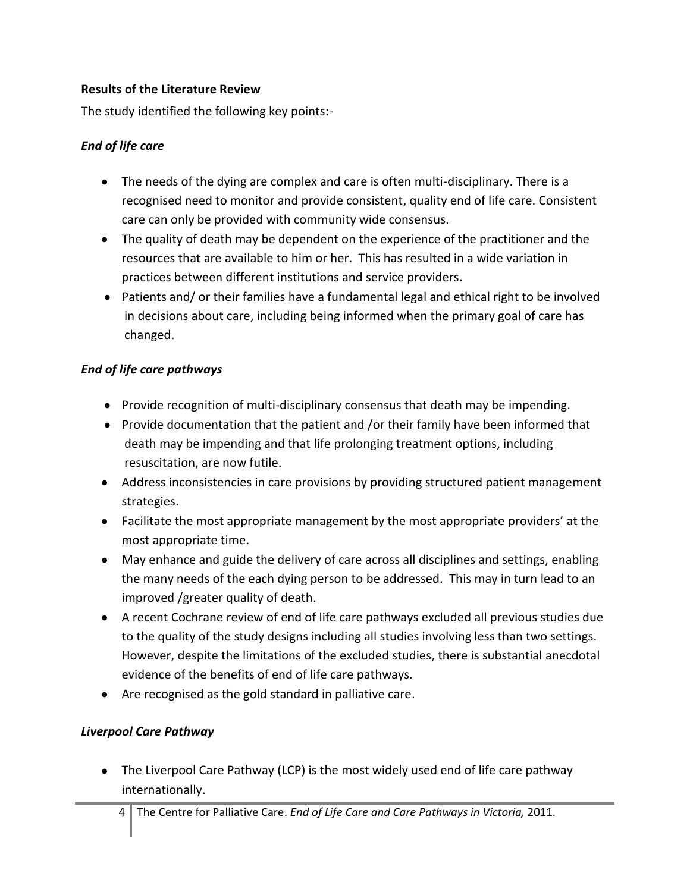**Results of the Literature Review**

The study identified the following key points:-

***End of life care***

- The needs of the dying are complex and care is often multi-disciplinary. There is a recognised need to monitor and provide consistent, quality end of life care. Consistent care can only be provided with community wide consensus.
- The quality of death may be dependent on the experience of the practitioner and the resources that are available to him or her. This has resulted in a wide variation in practices between different institutions and service providers.
- Patients and/ or their families have a fundamental legal and ethical right to be involved in decisions about care, including being informed when the primary goal of care has changed.

***End of life care pathways***

- Provide recognition of multi-disciplinary consensus that death may be impending.
- Provide documentation that the patient and /or their family have been informed that death may be impending and that life prolonging treatment options, including resuscitation, are now futile.
- Address inconsistencies in care provisions by providing structured patient management strategies.
- Facilitate the most appropriate management by the most appropriate providers' at the most appropriate time.
- May enhance and guide the delivery of care across all disciplines and settings, enabling the many needs of the each dying person to be addressed. This may in turn lead to an improved /greater quality of death.
- A recent Cochrane review of end of life care pathways excluded all previous studies due to the quality of the study designs including all studies involving less than two settings. However, despite the limitations of the excluded studies, there is substantial anecdotal evidence of the benefits of end of life care pathways.
- Are recognised as the gold standard in palliative care.

***Liverpool Care Pathway***

- The Liverpool Care Pathway (LCP) is the most widely used end of life care pathway internationally.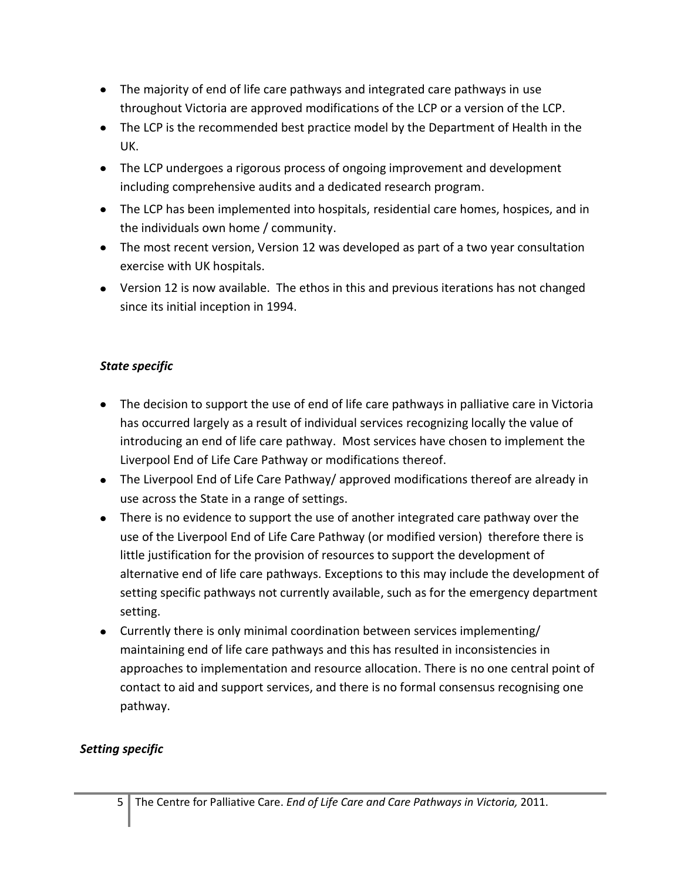- The majority of end of life care pathways and integrated care pathways in use throughout Victoria are approved modifications of the LCP or a version of the LCP.
- The LCP is the recommended best practice model by the Department of Health in the UK.
- The LCP undergoes a rigorous process of ongoing improvement and development including comprehensive audits and a dedicated research program.
- The LCP has been implemented into hospitals, residential care homes, hospices, and in the individuals own home / community.
- The most recent version, Version 12 was developed as part of a two year consultation exercise with UK hospitals.
- Version 12 is now available. The ethos in this and previous iterations has not changed since its initial inception in 1994.

***State specific***

- The decision to support the use of end of life care pathways in palliative care in Victoria has occurred largely as a result of individual services recognizing locally the value of introducing an end of life care pathway. Most services have chosen to implement the Liverpool End of Life Care Pathway or modifications thereof.
- The Liverpool End of Life Care Pathway/ approved modifications thereof are already in use across the State in a range of settings.
- There is no evidence to support the use of another integrated care pathway over the use of the Liverpool End of Life Care Pathway (or modified version) therefore there is little justification for the provision of resources to support the development of alternative end of life care pathways. Exceptions to this may include the development of setting specific pathways not currently available, such as for the emergency department setting.
- Currently there is only minimal coordination between services implementing/ maintaining end of life care pathways and this has resulted in inconsistencies in approaches to implementation and resource allocation. There is no one central point of contact to aid and support services, and there is no formal consensus recognising one pathway.

***Setting specific***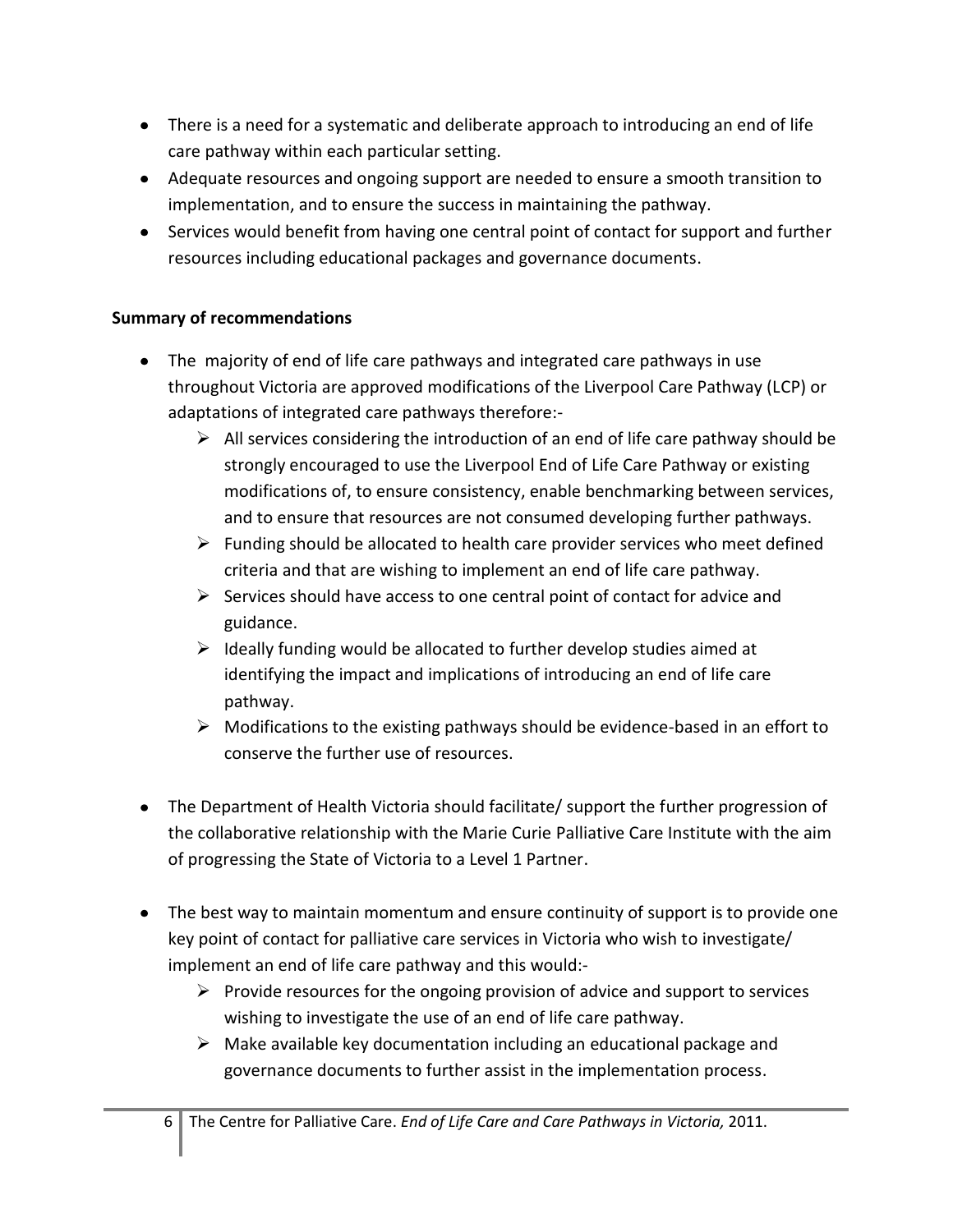- There is a need for a systematic and deliberate approach to introducing an end of life care pathway within each particular setting.
- Adequate resources and ongoing support are needed to ensure a smooth transition to implementation, and to ensure the success in maintaining the pathway.
- Services would benefit from having one central point of contact for support and further resources including educational packages and governance documents.

**Summary of recommendations**

- The majority of end of life care pathways and integrated care pathways in use throughout Victoria are approved modifications of the Liverpool Care Pathway (LCP) or adaptations of integrated care pathways therefore:-
  - All services considering the introduction of an end of life care pathway should be strongly encouraged to use the Liverpool End of Life Care Pathway or existing modifications of, to ensure consistency, enable benchmarking between services, and to ensure that resources are not consumed developing further pathways.
  - Funding should be allocated to health care provider services who meet defined criteria and that are wishing to implement an end of life care pathway.
  - Services should have access to one central point of contact for advice and guidance.
  - Ideally funding would be allocated to further develop studies aimed at identifying the impact and implications of introducing an end of life care pathway.
  - Modifications to the existing pathways should be evidence-based in an effort to conserve the further use of resources.

- The Department of Health Victoria should facilitate/ support the further progression of the collaborative relationship with the Marie Curie Palliative Care Institute with the aim of progressing the State of Victoria to a Level 1 Partner.

- The best way to maintain momentum and ensure continuity of support is to provide one key point of contact for palliative care services in Victoria who wish to investigate/ implement an end of life care pathway and this would:-
  - Provide resources for the ongoing provision of advice and support to services wishing to investigate the use of an end of life care pathway.
  - Make available key documentation including an educational package and governance documents to further assist in the implementation process.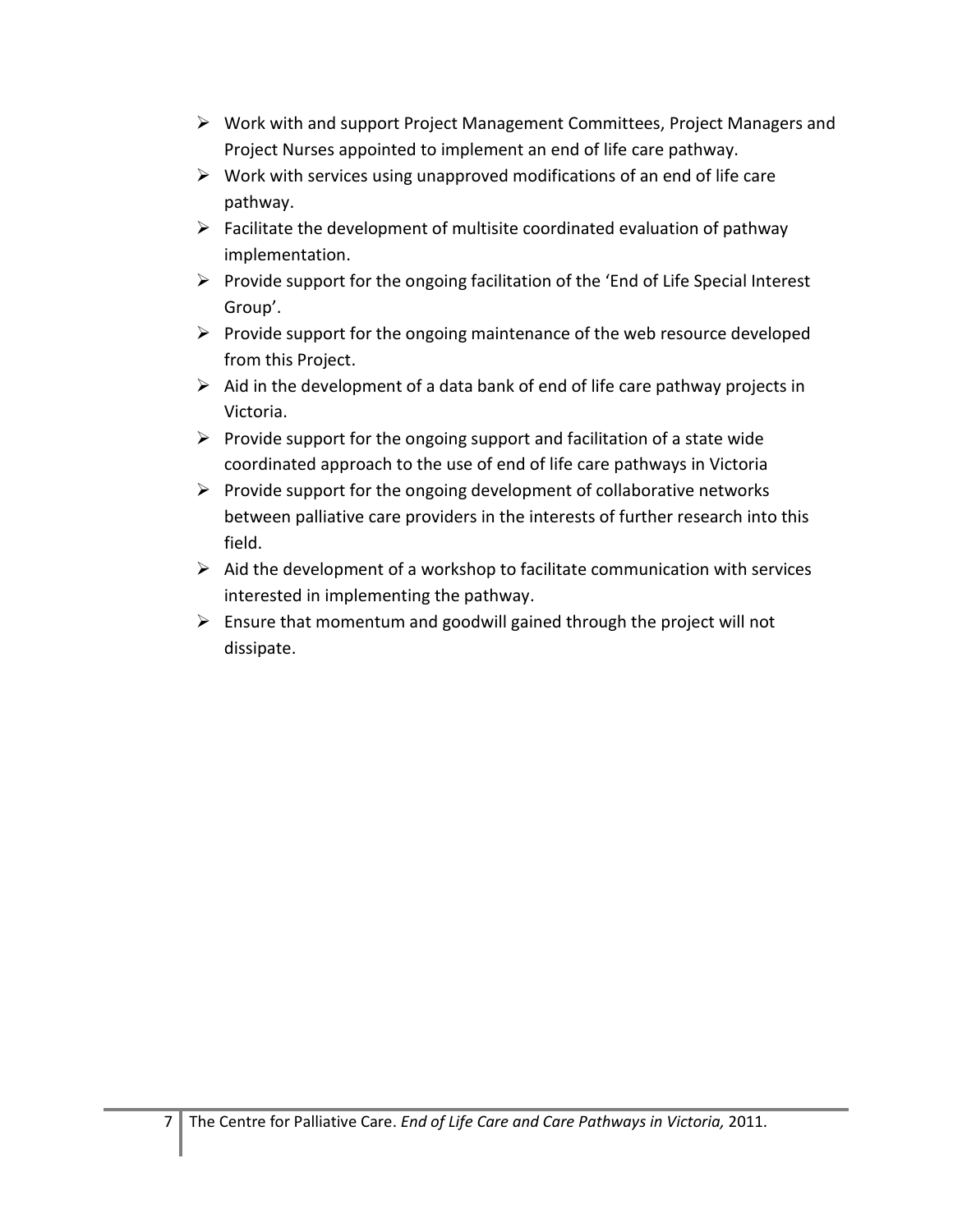- Work with and support Project Management Committees, Project Managers and Project Nurses appointed to implement an end of life care pathway.
- Work with services using unapproved modifications of an end of life care pathway.
- Facilitate the development of multisite coordinated evaluation of pathway implementation.
- Provide support for the ongoing facilitation of the 'End of Life Special Interest Group'.
- Provide support for the ongoing maintenance of the web resource developed from this Project.
- Aid in the development of a data bank of end of life care pathway projects in Victoria.
- Provide support for the ongoing support and facilitation of a state wide coordinated approach to the use of end of life care pathways in Victoria
- Provide support for the ongoing development of collaborative networks between palliative care providers in the interests of further research into this field.
- Aid the development of a workshop to facilitate communication with services interested in implementing the pathway.
- Ensure that momentum and goodwill gained through the project will not dissipate.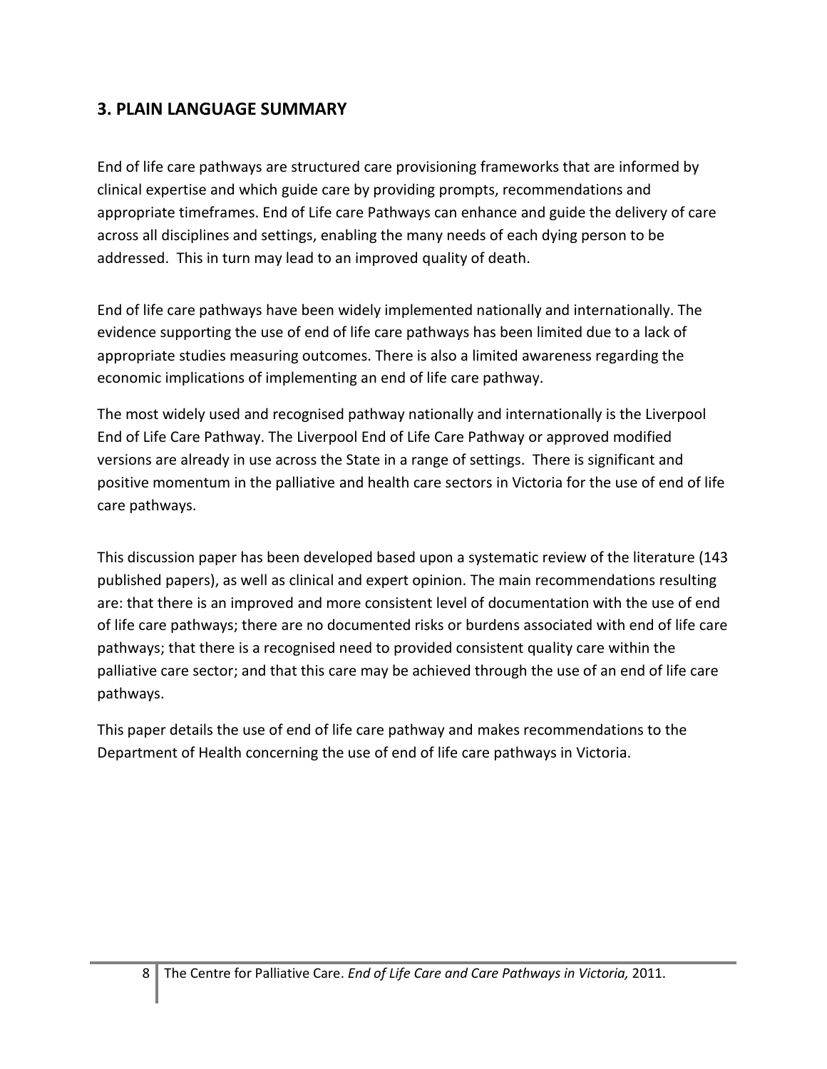## 3. PLAIN LANGUAGE SUMMARY

End of life care pathways are structured care provisioning frameworks that are informed by clinical expertise and which guide care by providing prompts, recommendations and appropriate timeframes. End of Life care Pathways can enhance and guide the delivery of care across all disciplines and settings, enabling the many needs of each dying person to be addressed. This in turn may lead to an improved quality of death.

End of life care pathways have been widely implemented nationally and internationally. The evidence supporting the use of end of life care pathways has been limited due to a lack of appropriate studies measuring outcomes. There is also a limited awareness regarding the economic implications of implementing an end of life care pathway.

The most widely used and recognised pathway nationally and internationally is the Liverpool End of Life Care Pathway. The Liverpool End of Life Care Pathway or approved modified versions are already in use across the State in a range of settings. There is significant and positive momentum in the palliative and health care sectors in Victoria for the use of end of life care pathways.

This discussion paper has been developed based upon a systematic review of the literature (143 published papers), as well as clinical and expert opinion. The main recommendations resulting are: that there is an improved and more consistent level of documentation with the use of end of life care pathways; there are no documented risks or burdens associated with end of life care pathways; that there is a recognised need to provided consistent quality care within the palliative care sector; and that this care may be achieved through the use of an end of life care pathways.

This paper details the use of end of life care pathway and makes recommendations to the Department of Health concerning the use of end of life care pathways in Victoria.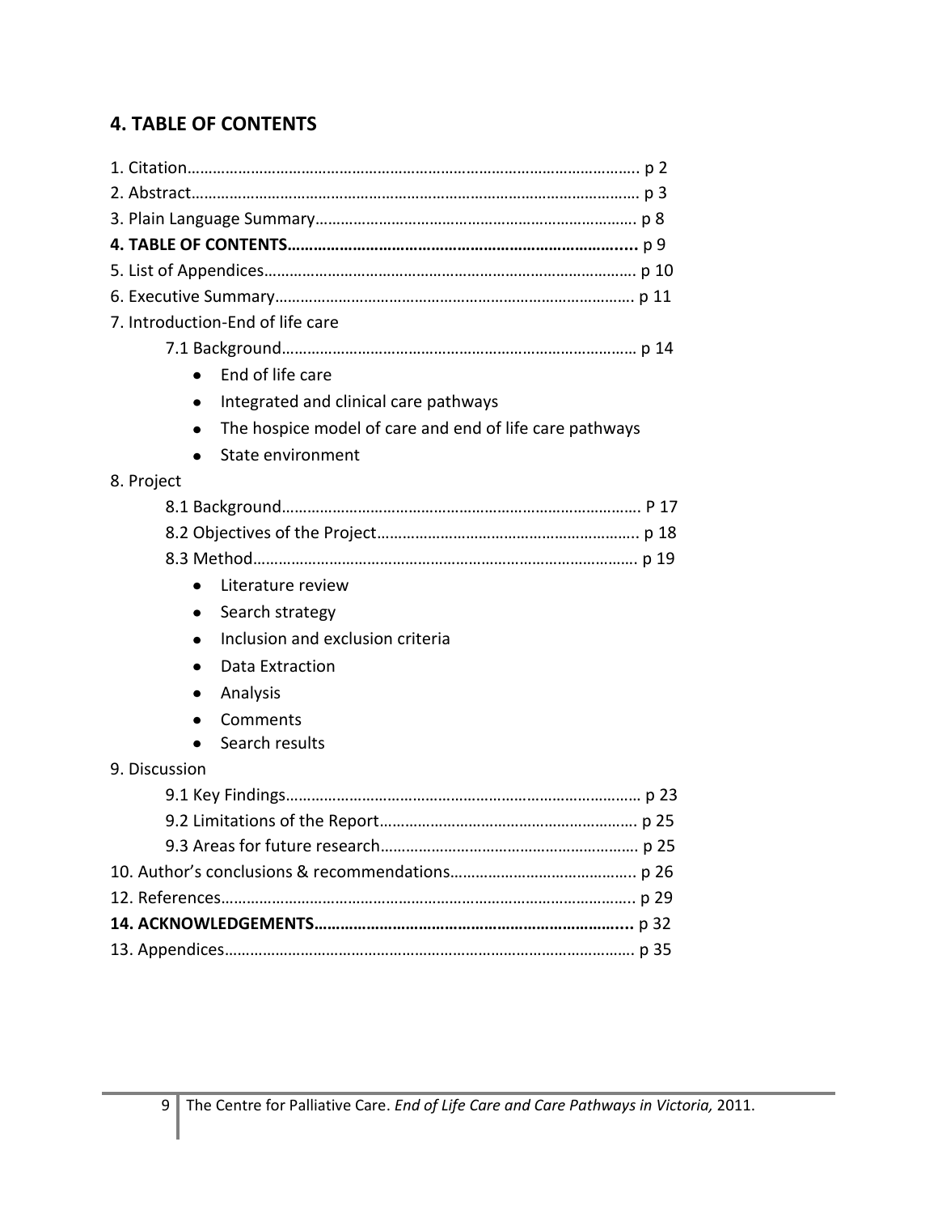## 4. TABLE OF CONTENTS

1. Citation………………………………………………………………………………………… p 2
2. Abstract……………………………………………………………………………………… p 3
3. Plain Language Summary………………………………………………………………. p 8

**4. TABLE OF CONTENTS……………………………………………………………….....** p 9

5. List of Appendices…………………………………………………………………………. p 10
6. Executive Summary………………………………………………………………………. p 11
7. Introduction-End of life care
    - 7.1 Background………………………………………………………………………… p 14
        - End of life care
        - Integrated and clinical care pathways
        - The hospice model of care and end of life care pathways
        - State environment
8. Project
    - 8.1 Background………………………………………………………………………… P 17
    - 8.2 Objectives of the Project…………………………………………………….. p 18
    - 8.3 Method……………………………………………………………………………… p 19
        - Literature review
        - Search strategy
        - Inclusion and exclusion criteria
        - Data Extraction
        - Analysis
        - Comments
        - Search results
9. Discussion
    - 9.1 Key Findings……………………………………………………………………… p 23
    - 9.2 Limitations of the Report…………………………………………………… p 25
    - 9.3 Areas for future research…………………………………………………… p 25
10. Author's conclusions & recommendations…………………………………….. p 26
12. References…………………………………………………………………………………. p 29

**14. ACKNOWLEDGEMENTS………………………………………………………………....** p 32

13. Appendices………………………………………………………………………………… p 35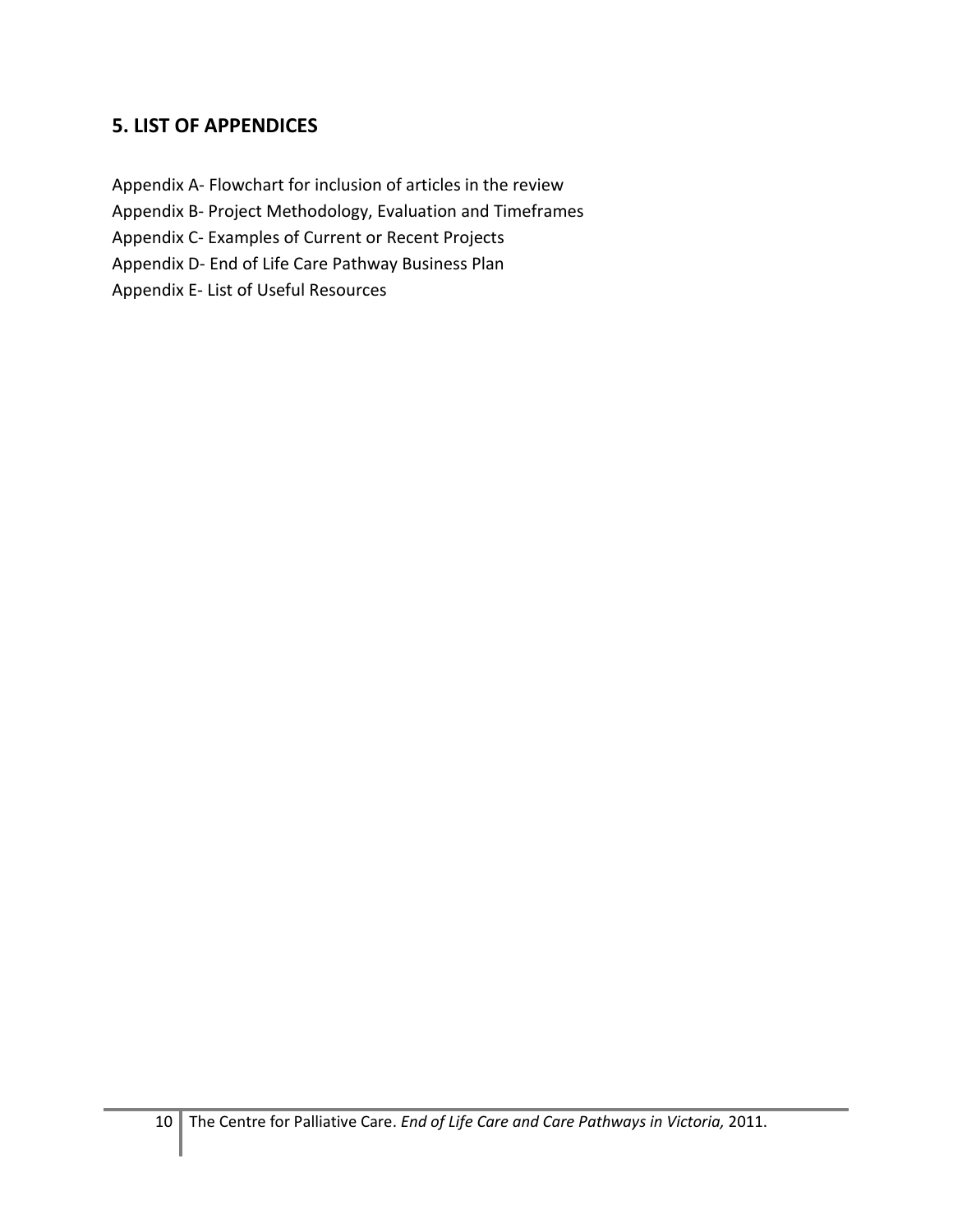## 5. LIST OF APPENDICES

Appendix A- Flowchart for inclusion of articles in the review
Appendix B- Project Methodology, Evaluation and Timeframes
Appendix C- Examples of Current or Recent Projects
Appendix D- End of Life Care Pathway Business Plan
Appendix E- List of Useful Resources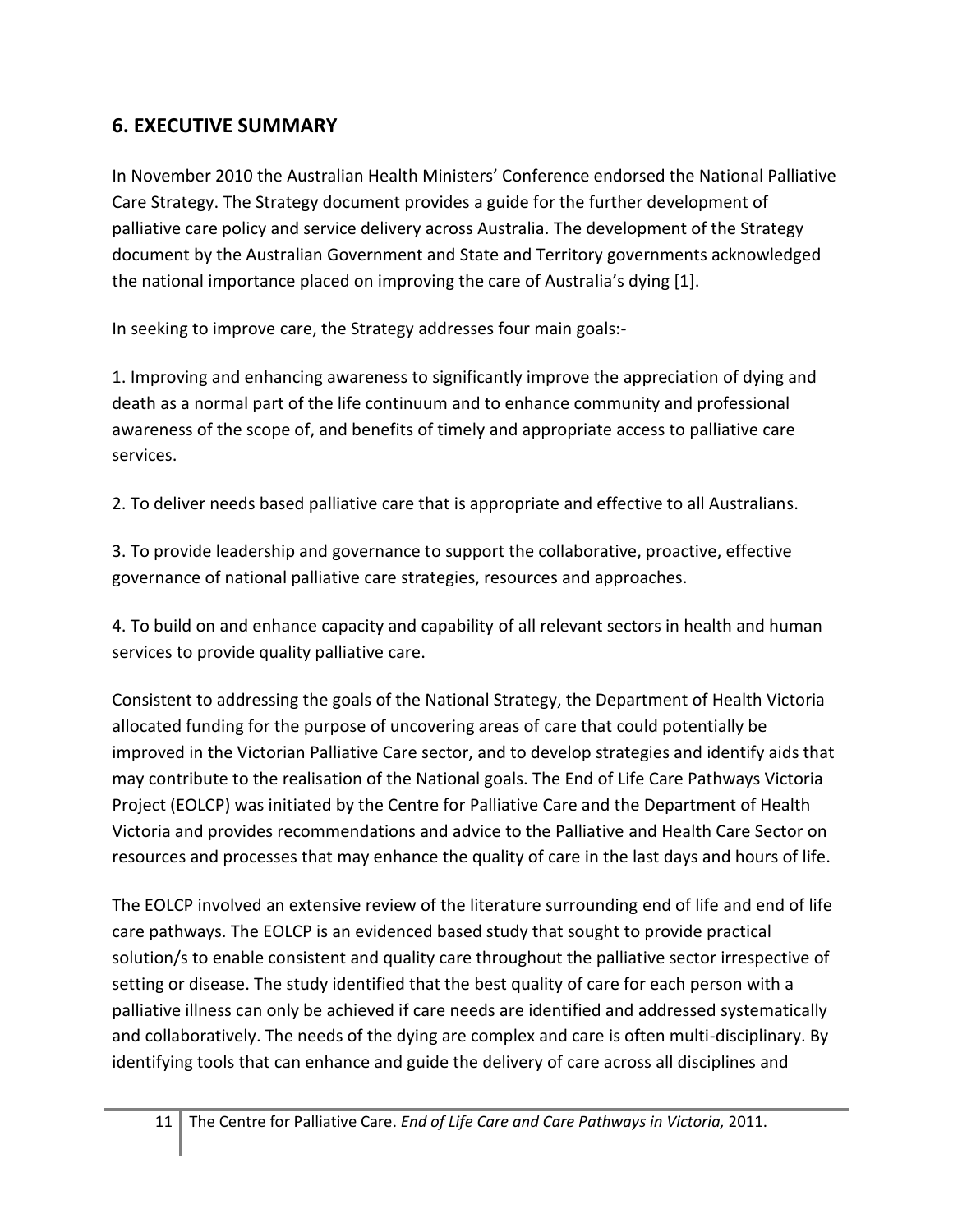## 6. EXECUTIVE SUMMARY

In November 2010 the Australian Health Ministers' Conference endorsed the National Palliative Care Strategy. The Strategy document provides a guide for the further development of palliative care policy and service delivery across Australia. The development of the Strategy document by the Australian Government and State and Territory governments acknowledged the national importance placed on improving the care of Australia's dying [1].

In seeking to improve care, the Strategy addresses four main goals:-

1. Improving and enhancing awareness to significantly improve the appreciation of dying and death as a normal part of the life continuum and to enhance community and professional awareness of the scope of, and benefits of timely and appropriate access to palliative care services.

2. To deliver needs based palliative care that is appropriate and effective to all Australians.

3. To provide leadership and governance to support the collaborative, proactive, effective governance of national palliative care strategies, resources and approaches.

4. To build on and enhance capacity and capability of all relevant sectors in health and human services to provide quality palliative care.

Consistent to addressing the goals of the National Strategy, the Department of Health Victoria allocated funding for the purpose of uncovering areas of care that could potentially be improved in the Victorian Palliative Care sector, and to develop strategies and identify aids that may contribute to the realisation of the National goals. The End of Life Care Pathways Victoria Project (EOLCP) was initiated by the Centre for Palliative Care and the Department of Health Victoria and provides recommendations and advice to the Palliative and Health Care Sector on resources and processes that may enhance the quality of care in the last days and hours of life.

The EOLCP involved an extensive review of the literature surrounding end of life and end of life care pathways. The EOLCP is an evidenced based study that sought to provide practical solution/s to enable consistent and quality care throughout the palliative sector irrespective of setting or disease. The study identified that the best quality of care for each person with a palliative illness can only be achieved if care needs are identified and addressed systematically and collaboratively. The needs of the dying are complex and care is often multi-disciplinary. By identifying tools that can enhance and guide the delivery of care across all disciplines and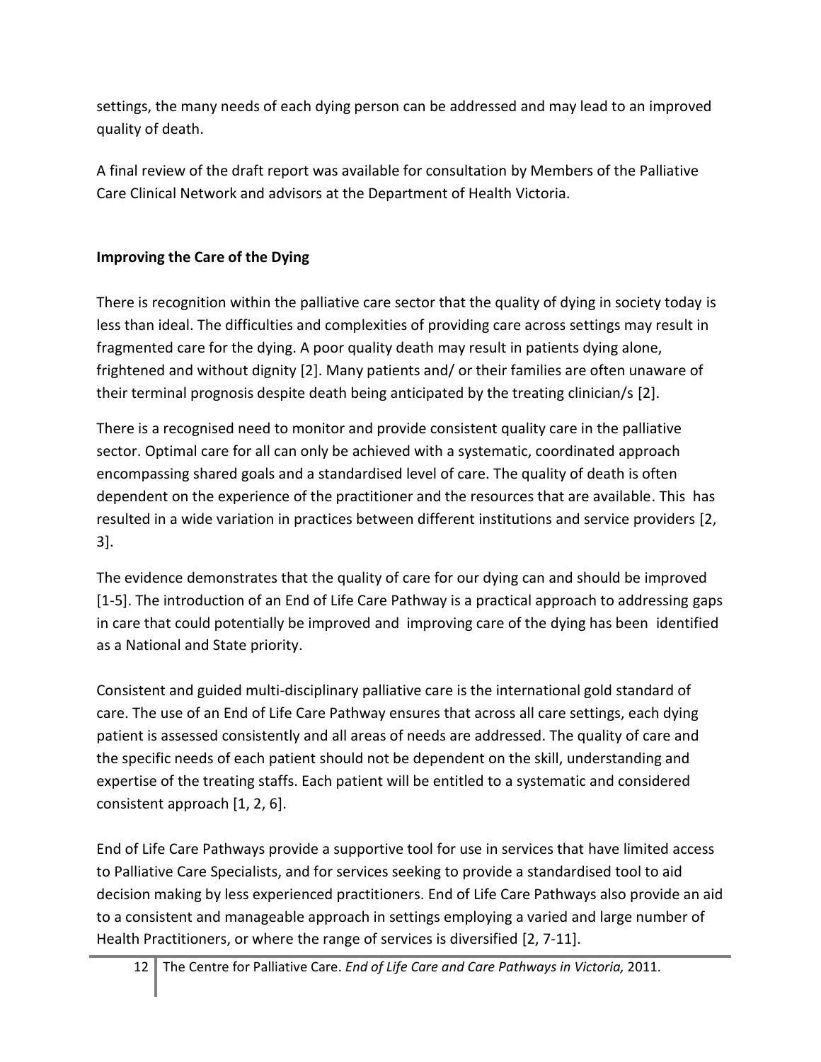settings, the many needs of each dying person can be addressed and may lead to an improved quality of death.

A final review of the draft report was available for consultation by Members of the Palliative Care Clinical Network and advisors at the Department of Health Victoria.

**Improving the Care of the Dying**

There is recognition within the palliative care sector that the quality of dying in society today is less than ideal. The difficulties and complexities of providing care across settings may result in fragmented care for the dying. A poor quality death may result in patients dying alone, frightened and without dignity [2]. Many patients and/ or their families are often unaware of their terminal prognosis despite death being anticipated by the treating clinician/s [2].

There is a recognised need to monitor and provide consistent quality care in the palliative sector. Optimal care for all can only be achieved with a systematic, coordinated approach encompassing shared goals and a standardised level of care. The quality of death is often dependent on the experience of the practitioner and the resources that are available. This has resulted in a wide variation in practices between different institutions and service providers [2, 3].

The evidence demonstrates that the quality of care for our dying can and should be improved [1-5]. The introduction of an End of Life Care Pathway is a practical approach to addressing gaps in care that could potentially be improved and improving care of the dying has been identified as a National and State priority.

Consistent and guided multi-disciplinary palliative care is the international gold standard of care. The use of an End of Life Care Pathway ensures that across all care settings, each dying patient is assessed consistently and all areas of needs are addressed. The quality of care and the specific needs of each patient should not be dependent on the skill, understanding and expertise of the treating staffs. Each patient will be entitled to a systematic and considered consistent approach [1, 2, 6].

End of Life Care Pathways provide a supportive tool for use in services that have limited access to Palliative Care Specialists, and for services seeking to provide a standardised tool to aid decision making by less experienced practitioners. End of Life Care Pathways also provide an aid to a consistent and manageable approach in settings employing a varied and large number of Health Practitioners, or where the range of services is diversified [2, 7-11].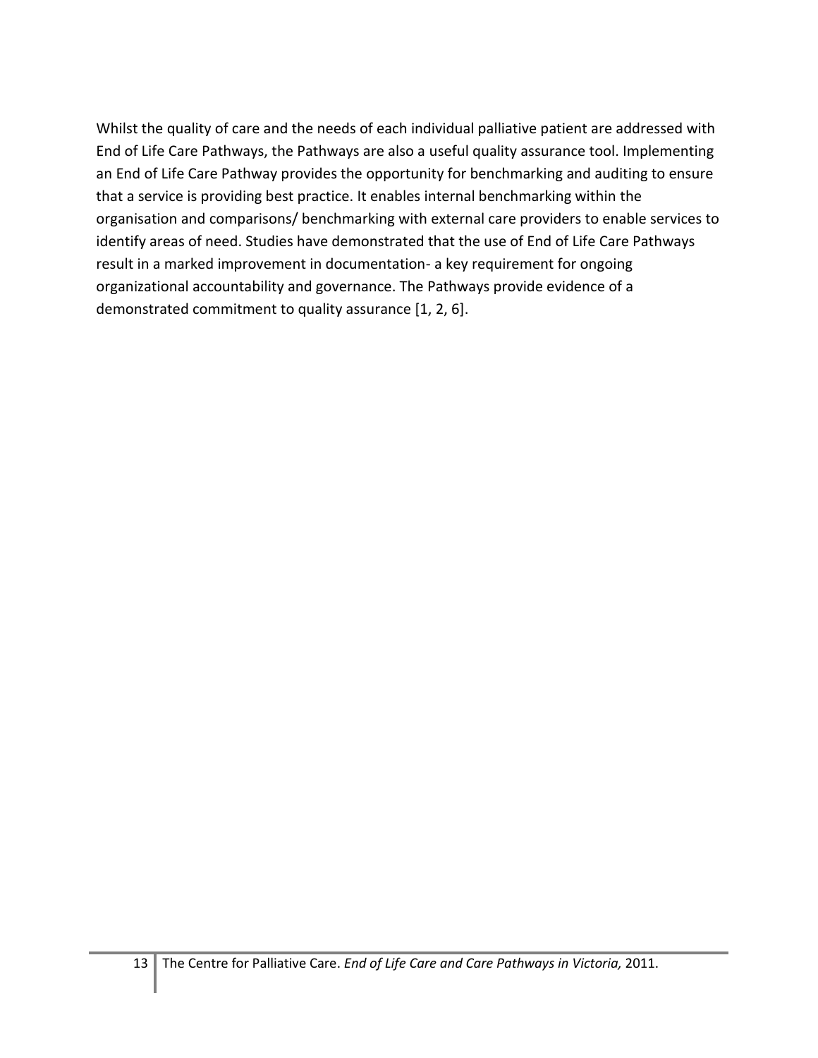Whilst the quality of care and the needs of each individual palliative patient are addressed with End of Life Care Pathways, the Pathways are also a useful quality assurance tool. Implementing an End of Life Care Pathway provides the opportunity for benchmarking and auditing to ensure that a service is providing best practice. It enables internal benchmarking within the organisation and comparisons/ benchmarking with external care providers to enable services to identify areas of need. Studies have demonstrated that the use of End of Life Care Pathways result in a marked improvement in documentation- a key requirement for ongoing organizational accountability and governance. The Pathways provide evidence of a demonstrated commitment to quality assurance [1, 2, 6].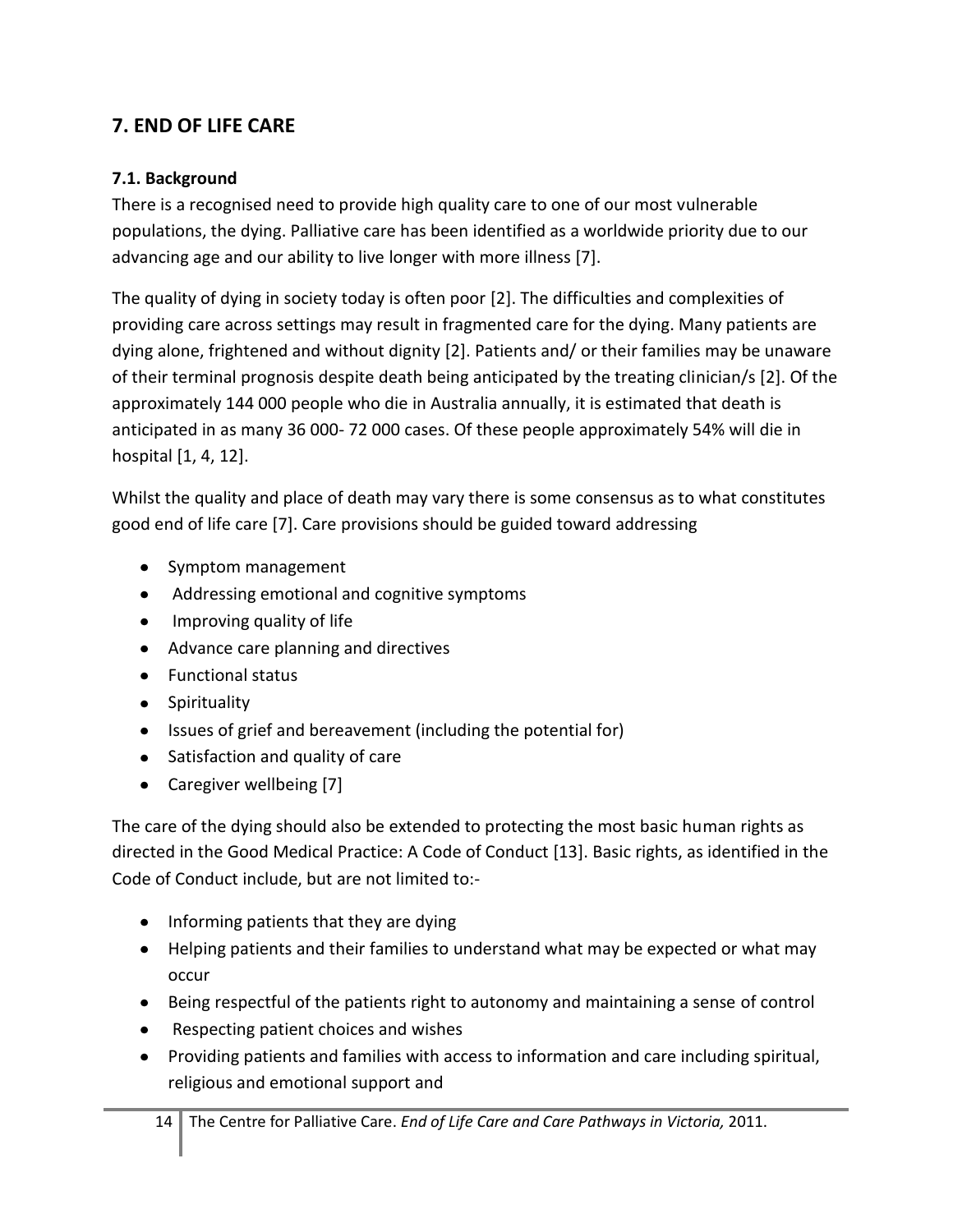## 7. END OF LIFE CARE

### 7.1. Background

There is a recognised need to provide high quality care to one of our most vulnerable populations, the dying. Palliative care has been identified as a worldwide priority due to our advancing age and our ability to live longer with more illness [7].

The quality of dying in society today is often poor [2]. The difficulties and complexities of providing care across settings may result in fragmented care for the dying. Many patients are dying alone, frightened and without dignity [2]. Patients and/ or their families may be unaware of their terminal prognosis despite death being anticipated by the treating clinician/s [2]. Of the approximately 144 000 people who die in Australia annually, it is estimated that death is anticipated in as many 36 000- 72 000 cases. Of these people approximately 54% will die in hospital [1, 4, 12].

Whilst the quality and place of death may vary there is some consensus as to what constitutes good end of life care [7]. Care provisions should be guided toward addressing

- Symptom management
- Addressing emotional and cognitive symptoms
- Improving quality of life
- Advance care planning and directives
- Functional status
- Spirituality
- Issues of grief and bereavement (including the potential for)
- Satisfaction and quality of care
- Caregiver wellbeing [7]

The care of the dying should also be extended to protecting the most basic human rights as directed in the Good Medical Practice: A Code of Conduct [13]. Basic rights, as identified in the Code of Conduct include, but are not limited to:-

- Informing patients that they are dying
- Helping patients and their families to understand what may be expected or what may occur
- Being respectful of the patients right to autonomy and maintaining a sense of control
- Respecting patient choices and wishes
- Providing patients and families with access to information and care including spiritual, religious and emotional support and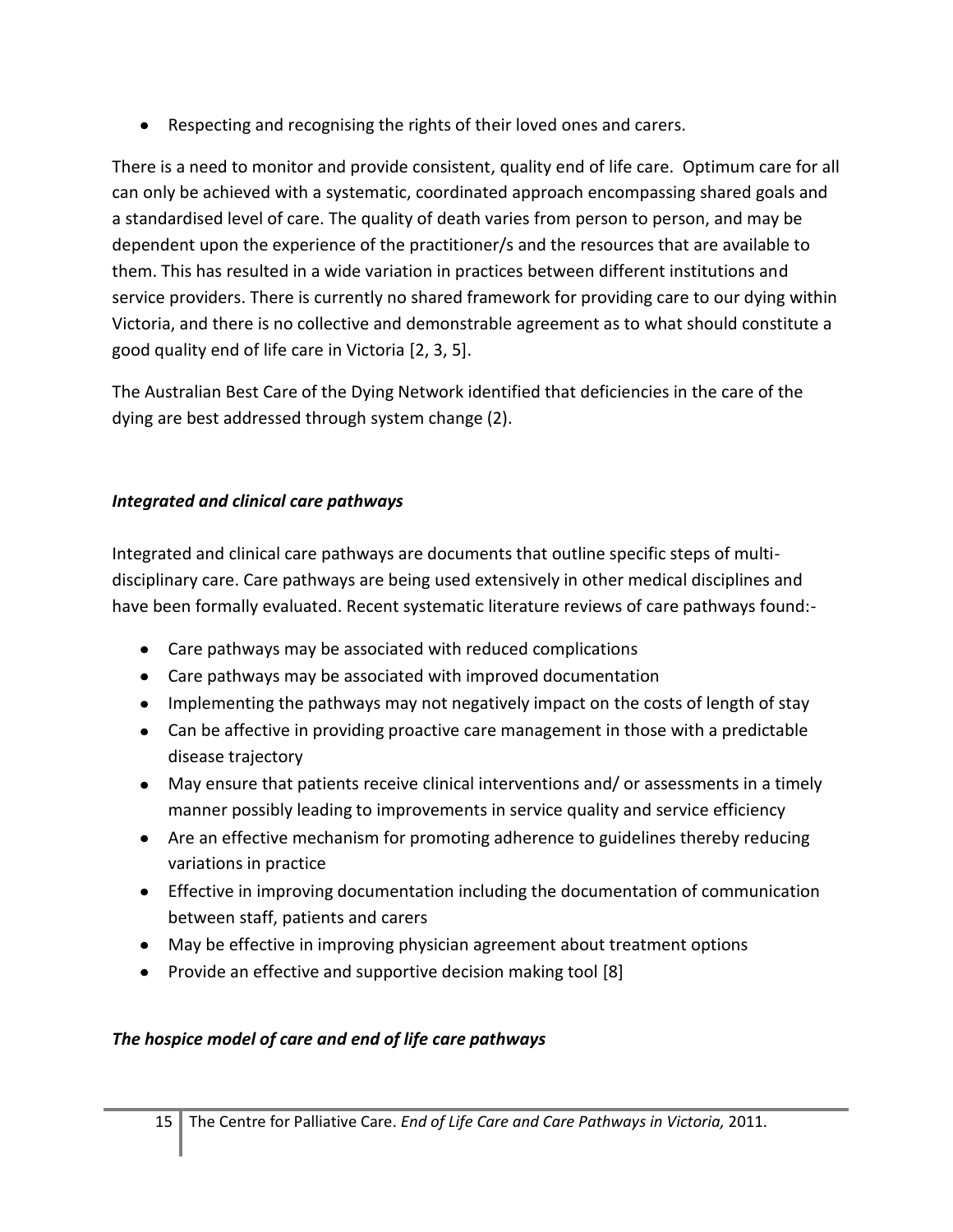- Respecting and recognising the rights of their loved ones and carers.

There is a need to monitor and provide consistent, quality end of life care. Optimum care for all can only be achieved with a systematic, coordinated approach encompassing shared goals and a standardised level of care. The quality of death varies from person to person, and may be dependent upon the experience of the practitioner/s and the resources that are available to them. This has resulted in a wide variation in practices between different institutions and service providers. There is currently no shared framework for providing care to our dying within Victoria, and there is no collective and demonstrable agreement as to what should constitute a good quality end of life care in Victoria [2, 3, 5].

The Australian Best Care of the Dying Network identified that deficiencies in the care of the dying are best addressed through system change (2).

### *Integrated and clinical care pathways*

Integrated and clinical care pathways are documents that outline specific steps of multi-disciplinary care. Care pathways are being used extensively in other medical disciplines and have been formally evaluated. Recent systematic literature reviews of care pathways found:-

- Care pathways may be associated with reduced complications
- Care pathways may be associated with improved documentation
- Implementing the pathways may not negatively impact on the costs of length of stay
- Can be affective in providing proactive care management in those with a predictable disease trajectory
- May ensure that patients receive clinical interventions and/ or assessments in a timely manner possibly leading to improvements in service quality and service efficiency
- Are an effective mechanism for promoting adherence to guidelines thereby reducing variations in practice
- Effective in improving documentation including the documentation of communication between staff, patients and carers
- May be effective in improving physician agreement about treatment options
- Provide an effective and supportive decision making tool [8]

### *The hospice model of care and end of life care pathways*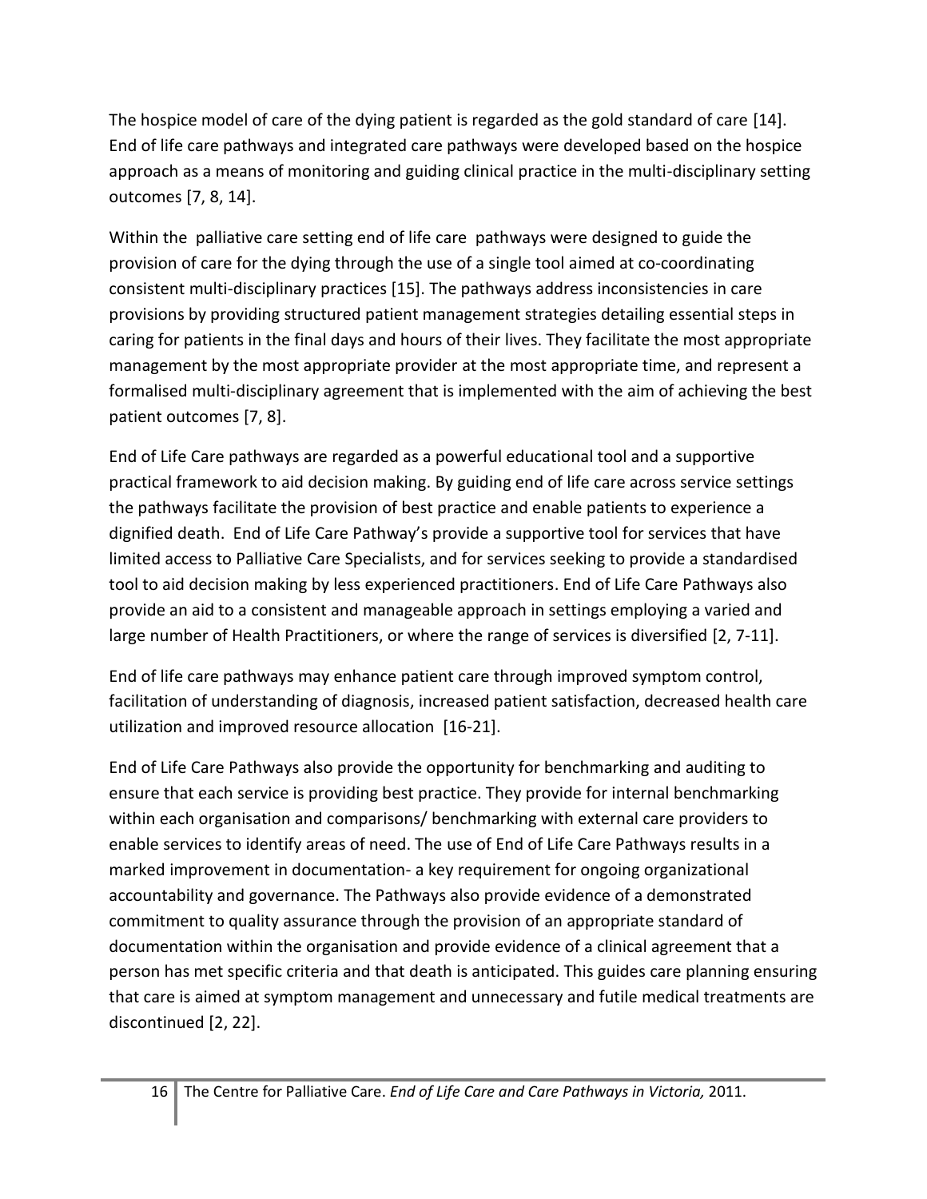The hospice model of care of the dying patient is regarded as the gold standard of care [14]. End of life care pathways and integrated care pathways were developed based on the hospice approach as a means of monitoring and guiding clinical practice in the multi-disciplinary setting outcomes [7, 8, 14].

Within the palliative care setting end of life care pathways were designed to guide the provision of care for the dying through the use of a single tool aimed at co-coordinating consistent multi-disciplinary practices [15]. The pathways address inconsistencies in care provisions by providing structured patient management strategies detailing essential steps in caring for patients in the final days and hours of their lives. They facilitate the most appropriate management by the most appropriate provider at the most appropriate time, and represent a formalised multi-disciplinary agreement that is implemented with the aim of achieving the best patient outcomes [7, 8].

End of Life Care pathways are regarded as a powerful educational tool and a supportive practical framework to aid decision making. By guiding end of life care across service settings the pathways facilitate the provision of best practice and enable patients to experience a dignified death. End of Life Care Pathway's provide a supportive tool for services that have limited access to Palliative Care Specialists, and for services seeking to provide a standardised tool to aid decision making by less experienced practitioners. End of Life Care Pathways also provide an aid to a consistent and manageable approach in settings employing a varied and large number of Health Practitioners, or where the range of services is diversified [2, 7-11].

End of life care pathways may enhance patient care through improved symptom control, facilitation of understanding of diagnosis, increased patient satisfaction, decreased health care utilization and improved resource allocation [16-21].

End of Life Care Pathways also provide the opportunity for benchmarking and auditing to ensure that each service is providing best practice. They provide for internal benchmarking within each organisation and comparisons/ benchmarking with external care providers to enable services to identify areas of need. The use of End of Life Care Pathways results in a marked improvement in documentation- a key requirement for ongoing organizational accountability and governance. The Pathways also provide evidence of a demonstrated commitment to quality assurance through the provision of an appropriate standard of documentation within the organisation and provide evidence of a clinical agreement that a person has met specific criteria and that death is anticipated. This guides care planning ensuring that care is aimed at symptom management and unnecessary and futile medical treatments are discontinued [2, 22].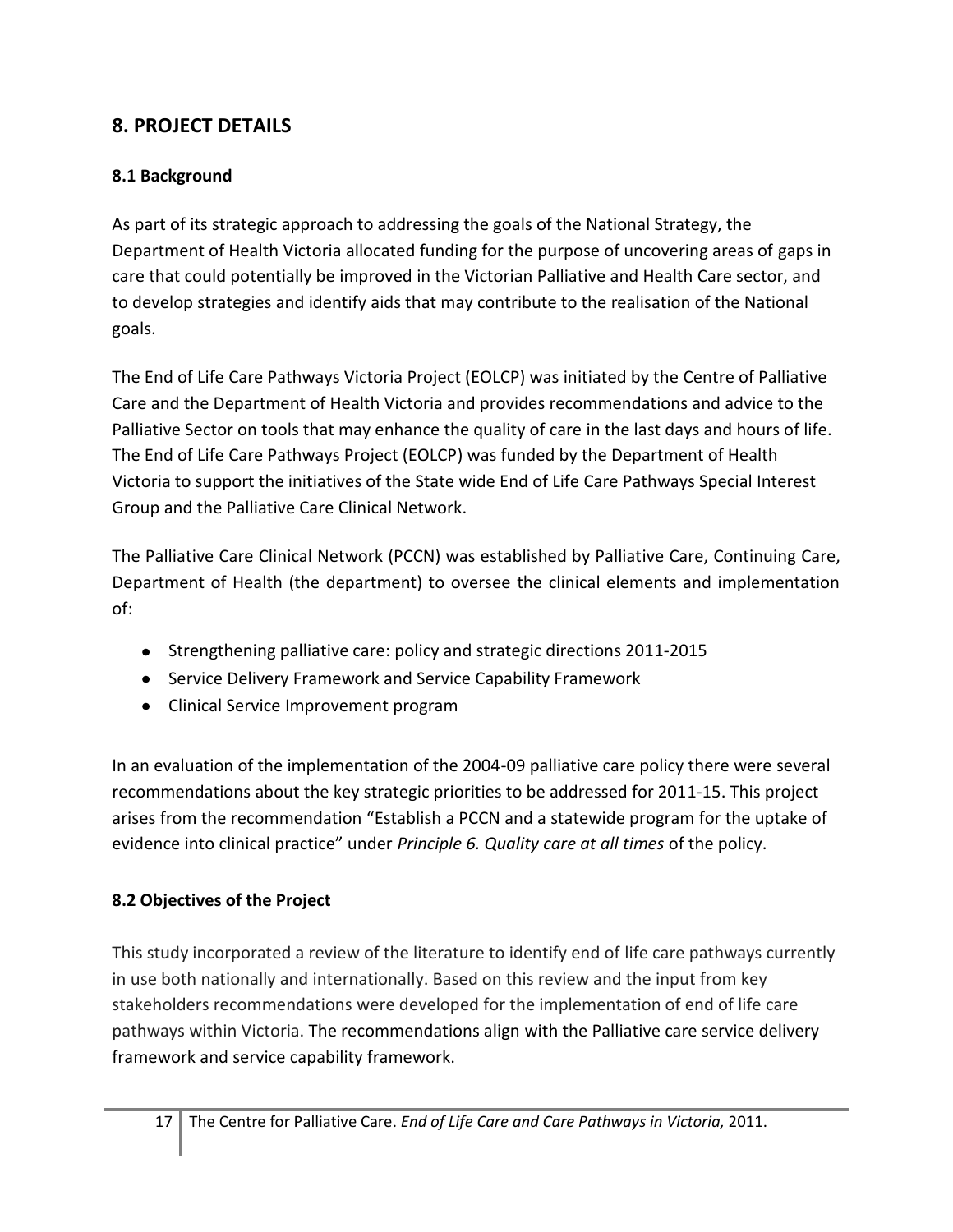## 8. PROJECT DETAILS

### 8.1 Background

As part of its strategic approach to addressing the goals of the National Strategy, the Department of Health Victoria allocated funding for the purpose of uncovering areas of gaps in care that could potentially be improved in the Victorian Palliative and Health Care sector, and to develop strategies and identify aids that may contribute to the realisation of the National goals.

The End of Life Care Pathways Victoria Project (EOLCP) was initiated by the Centre of Palliative Care and the Department of Health Victoria and provides recommendations and advice to the Palliative Sector on tools that may enhance the quality of care in the last days and hours of life. The End of Life Care Pathways Project (EOLCP) was funded by the Department of Health Victoria to support the initiatives of the State wide End of Life Care Pathways Special Interest Group and the Palliative Care Clinical Network.

The Palliative Care Clinical Network (PCCN) was established by Palliative Care, Continuing Care, Department of Health (the department) to oversee the clinical elements and implementation of:

- Strengthening palliative care: policy and strategic directions 2011-2015
- Service Delivery Framework and Service Capability Framework
- Clinical Service Improvement program

In an evaluation of the implementation of the 2004-09 palliative care policy there were several recommendations about the key strategic priorities to be addressed for 2011-15. This project arises from the recommendation "Establish a PCCN and a statewide program for the uptake of evidence into clinical practice" under *Principle 6. Quality care at all times* of the policy.

### 8.2 Objectives of the Project

This study incorporated a review of the literature to identify end of life care pathways currently in use both nationally and internationally. Based on this review and the input from key stakeholders recommendations were developed for the implementation of end of life care pathways within Victoria. The recommendations align with the Palliative care service delivery framework and service capability framework.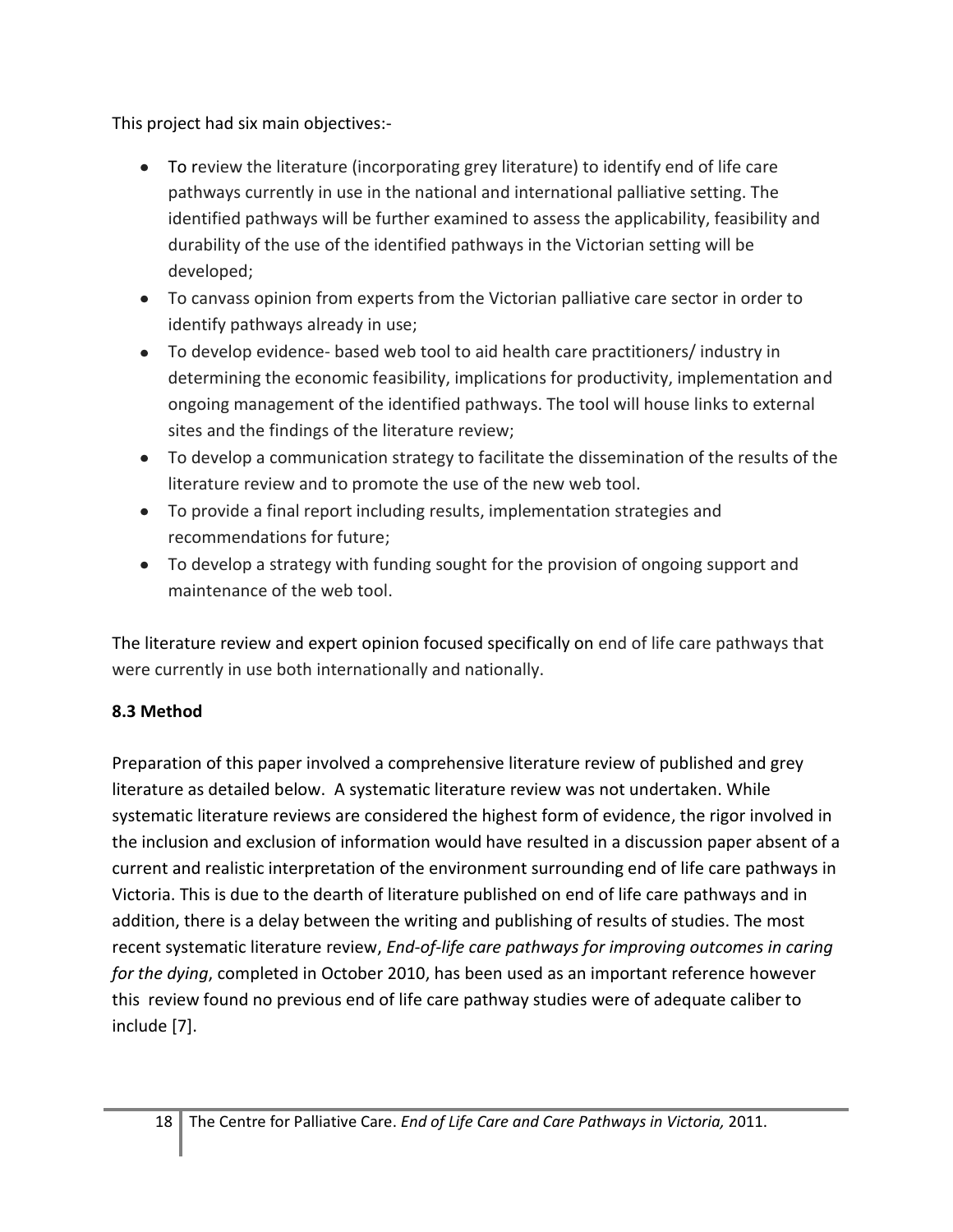This project had six main objectives:-

- To review the literature (incorporating grey literature) to identify end of life care pathways currently in use in the national and international palliative setting. The identified pathways will be further examined to assess the applicability, feasibility and durability of the use of the identified pathways in the Victorian setting will be developed;
- To canvass opinion from experts from the Victorian palliative care sector in order to identify pathways already in use;
- To develop evidence- based web tool to aid health care practitioners/ industry in determining the economic feasibility, implications for productivity, implementation and ongoing management of the identified pathways. The tool will house links to external sites and the findings of the literature review;
- To develop a communication strategy to facilitate the dissemination of the results of the literature review and to promote the use of the new web tool.
- To provide a final report including results, implementation strategies and recommendations for future;
- To develop a strategy with funding sought for the provision of ongoing support and maintenance of the web tool.

The literature review and expert opinion focused specifically on end of life care pathways that were currently in use both internationally and nationally.

### 8.3 Method

Preparation of this paper involved a comprehensive literature review of published and grey literature as detailed below. A systematic literature review was not undertaken. While systematic literature reviews are considered the highest form of evidence, the rigor involved in the inclusion and exclusion of information would have resulted in a discussion paper absent of a current and realistic interpretation of the environment surrounding end of life care pathways in Victoria. This is due to the dearth of literature published on end of life care pathways and in addition, there is a delay between the writing and publishing of results of studies. The most recent systematic literature review, *End-of-life care pathways for improving outcomes in caring for the dying*, completed in October 2010, has been used as an important reference however this review found no previous end of life care pathway studies were of adequate caliber to include [7].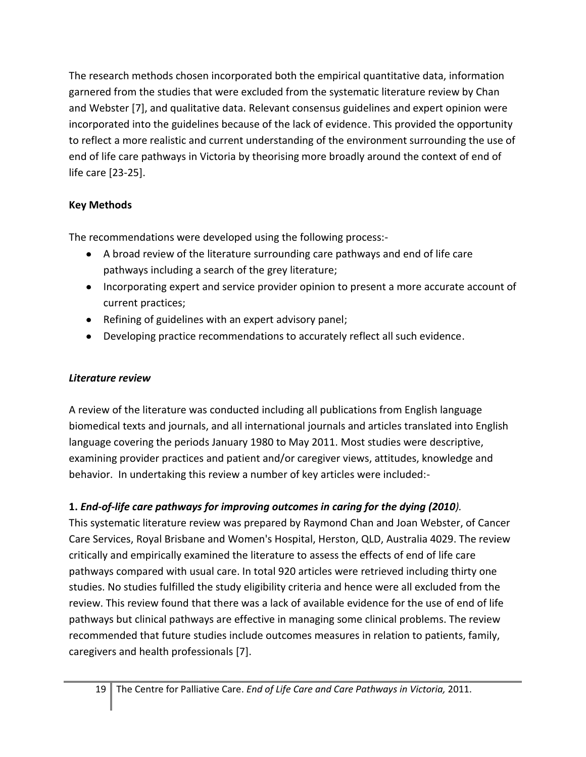The research methods chosen incorporated both the empirical quantitative data, information garnered from the studies that were excluded from the systematic literature review by Chan and Webster [7], and qualitative data. Relevant consensus guidelines and expert opinion were incorporated into the guidelines because of the lack of evidence. This provided the opportunity to reflect a more realistic and current understanding of the environment surrounding the use of end of life care pathways in Victoria by theorising more broadly around the context of end of life care [23-25].

**Key Methods**

The recommendations were developed using the following process:-

- A broad review of the literature surrounding care pathways and end of life care pathways including a search of the grey literature;
- Incorporating expert and service provider opinion to present a more accurate account of current practices;
- Refining of guidelines with an expert advisory panel;
- Developing practice recommendations to accurately reflect all such evidence.

***Literature review***

A review of the literature was conducted including all publications from English language biomedical texts and journals, and all international journals and articles translated into English language covering the periods January 1980 to May 2011. Most studies were descriptive, examining provider practices and patient and/or caregiver views, attitudes, knowledge and behavior. In undertaking this review a number of key articles were included:-

**1.** ***End-of-life care pathways for improving outcomes in caring for the dying (2010).***

This systematic literature review was prepared by Raymond Chan and Joan Webster, of Cancer Care Services, Royal Brisbane and Women's Hospital, Herston, QLD, Australia 4029. The review critically and empirically examined the literature to assess the effects of end of life care pathways compared with usual care. In total 920 articles were retrieved including thirty one studies. No studies fulfilled the study eligibility criteria and hence were all excluded from the review. This review found that there was a lack of available evidence for the use of end of life pathways but clinical pathways are effective in managing some clinical problems. The review recommended that future studies include outcomes measures in relation to patients, family, caregivers and health professionals [7].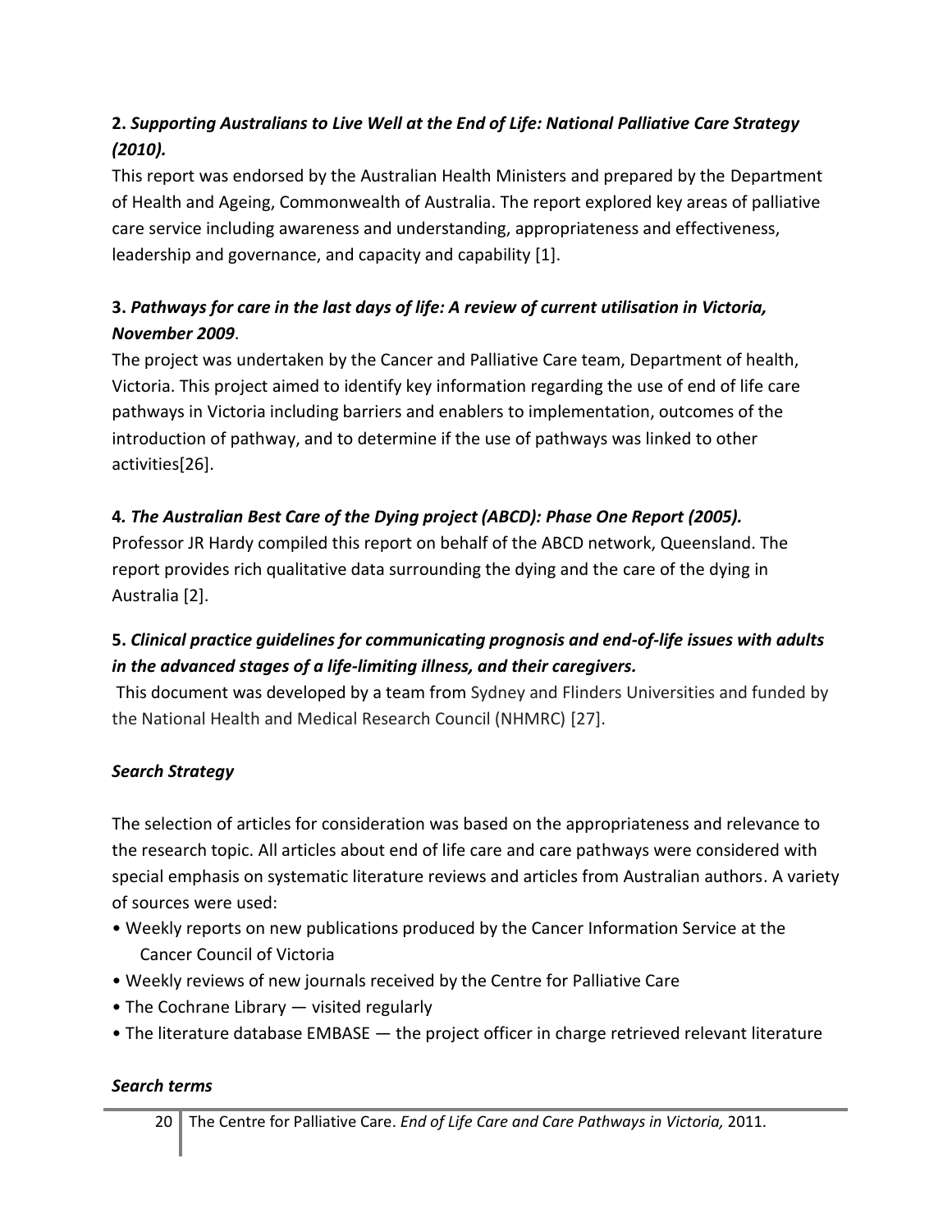**2.** ***Supporting Australians to Live Well at the End of Life: National Palliative Care Strategy (2010).***

This report was endorsed by the Australian Health Ministers and prepared by the Department of Health and Ageing, Commonwealth of Australia. The report explored key areas of palliative care service including awareness and understanding, appropriateness and effectiveness, leadership and governance, and capacity and capability [1].

**3.** ***Pathways for care in the last days of life: A review of current utilisation in Victoria, November 2009***.

The project was undertaken by the Cancer and Palliative Care team, Department of health, Victoria. This project aimed to identify key information regarding the use of end of life care pathways in Victoria including barriers and enablers to implementation, outcomes of the introduction of pathway, and to determine if the use of pathways was linked to other activities[26].

**4.** ***The Australian Best Care of the Dying project (ABCD): Phase One Report (2005).***

Professor JR Hardy compiled this report on behalf of the ABCD network, Queensland. The report provides rich qualitative data surrounding the dying and the care of the dying in Australia [2].

**5.** ***Clinical practice guidelines for communicating prognosis and end-of-life issues with adults in the advanced stages of a life-limiting illness, and their caregivers.***

This document was developed by a team from Sydney and Flinders Universities and funded by the National Health and Medical Research Council (NHMRC) [27].

***Search Strategy***

The selection of articles for consideration was based on the appropriateness and relevance to the research topic. All articles about end of life care and care pathways were considered with special emphasis on systematic literature reviews and articles from Australian authors. A variety of sources were used:

- Weekly reports on new publications produced by the Cancer Information Service at the Cancer Council of Victoria
- Weekly reviews of new journals received by the Centre for Palliative Care
- The Cochrane Library — visited regularly
- The literature database EMBASE — the project officer in charge retrieved relevant literature

***Search terms***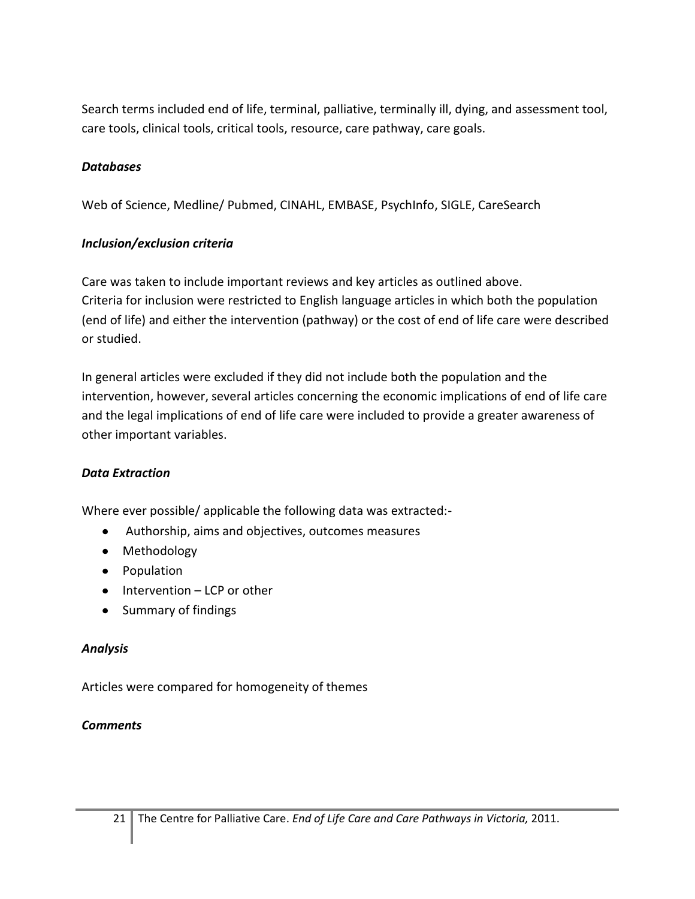Search terms included end of life, terminal, palliative, terminally ill, dying, and assessment tool, care tools, clinical tools, critical tools, resource, care pathway, care goals.

***Databases***

Web of Science, Medline/ Pubmed, CINAHL, EMBASE, PsychInfo, SIGLE, CareSearch

***Inclusion/exclusion criteria***

Care was taken to include important reviews and key articles as outlined above.
Criteria for inclusion were restricted to English language articles in which both the population (end of life) and either the intervention (pathway) or the cost of end of life care were described or studied.

In general articles were excluded if they did not include both the population and the intervention, however, several articles concerning the economic implications of end of life care and the legal implications of end of life care were included to provide a greater awareness of other important variables.

***Data Extraction***

Where ever possible/ applicable the following data was extracted:-

- Authorship, aims and objectives, outcomes measures
- Methodology
- Population
- Intervention – LCP or other
- Summary of findings

***Analysis***

Articles were compared for homogeneity of themes

***Comments***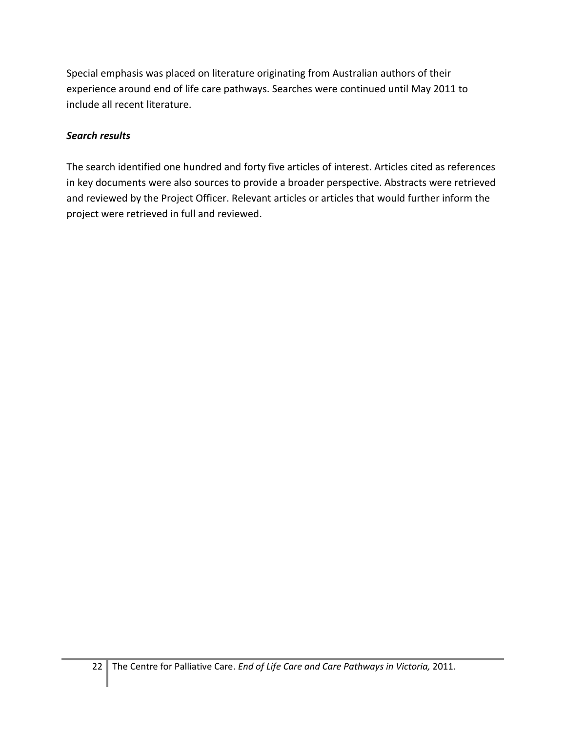Special emphasis was placed on literature originating from Australian authors of their experience around end of life care pathways. Searches were continued until May 2011 to include all recent literature.

***Search results***

The search identified one hundred and forty five articles of interest. Articles cited as references in key documents were also sources to provide a broader perspective. Abstracts were retrieved and reviewed by the Project Officer. Relevant articles or articles that would further inform the project were retrieved in full and reviewed.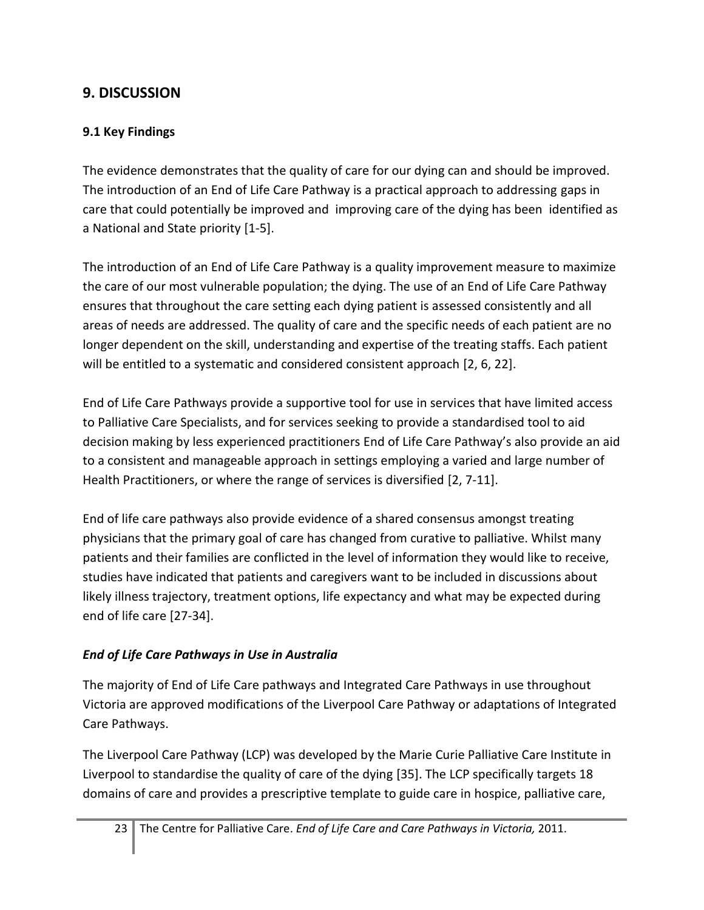## 9. DISCUSSION

### 9.1 Key Findings

The evidence demonstrates that the quality of care for our dying can and should be improved. The introduction of an End of Life Care Pathway is a practical approach to addressing gaps in care that could potentially be improved and improving care of the dying has been identified as a National and State priority [1-5].

The introduction of an End of Life Care Pathway is a quality improvement measure to maximize the care of our most vulnerable population; the dying. The use of an End of Life Care Pathway ensures that throughout the care setting each dying patient is assessed consistently and all areas of needs are addressed. The quality of care and the specific needs of each patient are no longer dependent on the skill, understanding and expertise of the treating staffs. Each patient will be entitled to a systematic and considered consistent approach [2, 6, 22].

End of Life Care Pathways provide a supportive tool for use in services that have limited access to Palliative Care Specialists, and for services seeking to provide a standardised tool to aid decision making by less experienced practitioners End of Life Care Pathway's also provide an aid to a consistent and manageable approach in settings employing a varied and large number of Health Practitioners, or where the range of services is diversified [2, 7-11].

End of life care pathways also provide evidence of a shared consensus amongst treating physicians that the primary goal of care has changed from curative to palliative. Whilst many patients and their families are conflicted in the level of information they would like to receive, studies have indicated that patients and caregivers want to be included in discussions about likely illness trajectory, treatment options, life expectancy and what may be expected during end of life care [27-34].

#### *End of Life Care Pathways in Use in Australia*

The majority of End of Life Care pathways and Integrated Care Pathways in use throughout Victoria are approved modifications of the Liverpool Care Pathway or adaptations of Integrated Care Pathways.

The Liverpool Care Pathway (LCP) was developed by the Marie Curie Palliative Care Institute in Liverpool to standardise the quality of care of the dying [35]. The LCP specifically targets 18 domains of care and provides a prescriptive template to guide care in hospice, palliative care,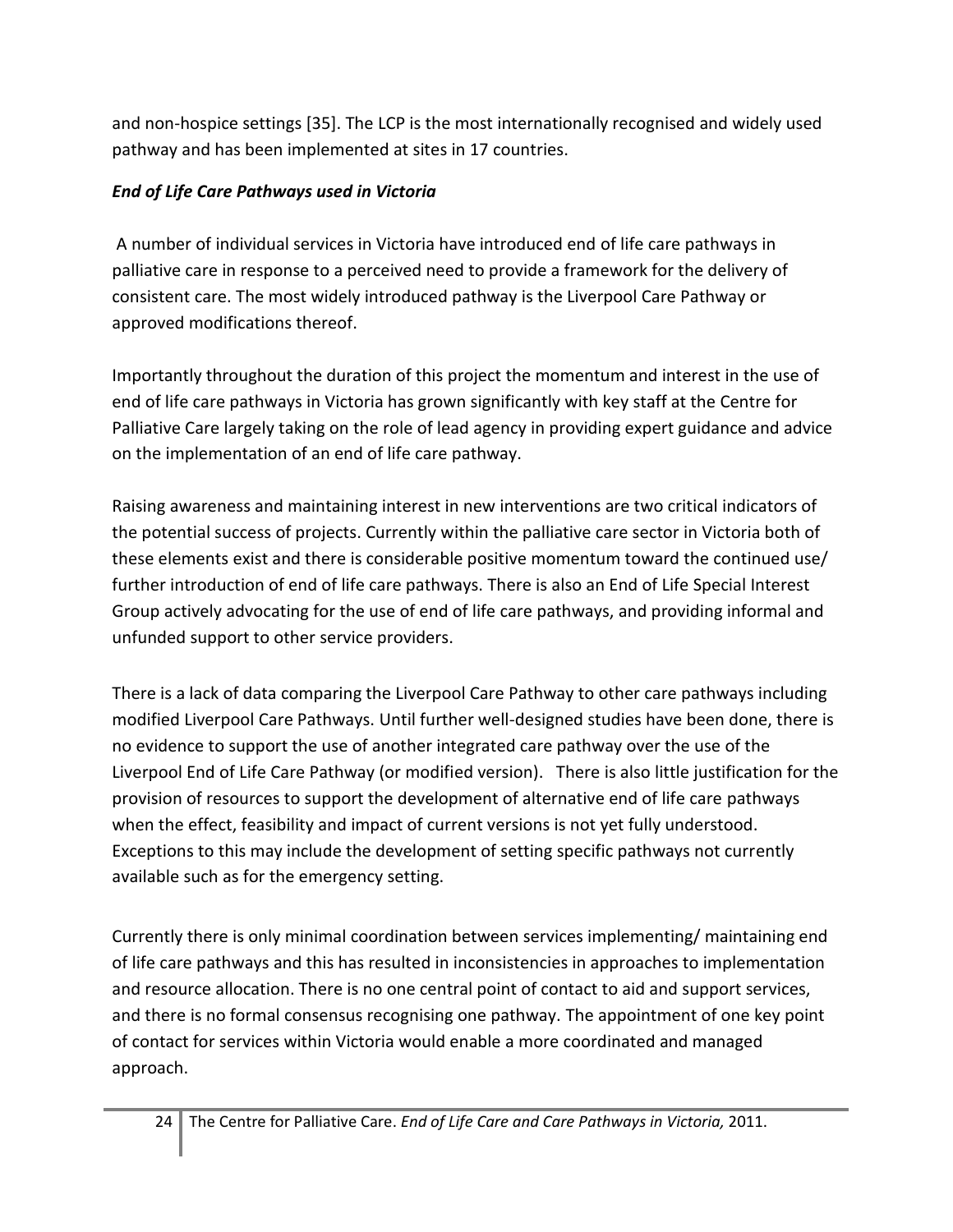and non-hospice settings [35]. The LCP is the most internationally recognised and widely used pathway and has been implemented at sites in 17 countries.

### *End of Life Care Pathways used in Victoria*

A number of individual services in Victoria have introduced end of life care pathways in palliative care in response to a perceived need to provide a framework for the delivery of consistent care. The most widely introduced pathway is the Liverpool Care Pathway or approved modifications thereof.

Importantly throughout the duration of this project the momentum and interest in the use of end of life care pathways in Victoria has grown significantly with key staff at the Centre for Palliative Care largely taking on the role of lead agency in providing expert guidance and advice on the implementation of an end of life care pathway.

Raising awareness and maintaining interest in new interventions are two critical indicators of the potential success of projects. Currently within the palliative care sector in Victoria both of these elements exist and there is considerable positive momentum toward the continued use/ further introduction of end of life care pathways. There is also an End of Life Special Interest Group actively advocating for the use of end of life care pathways, and providing informal and unfunded support to other service providers.

There is a lack of data comparing the Liverpool Care Pathway to other care pathways including modified Liverpool Care Pathways. Until further well-designed studies have been done, there is no evidence to support the use of another integrated care pathway over the use of the Liverpool End of Life Care Pathway (or modified version). There is also little justification for the provision of resources to support the development of alternative end of life care pathways when the effect, feasibility and impact of current versions is not yet fully understood. Exceptions to this may include the development of setting specific pathways not currently available such as for the emergency setting.

Currently there is only minimal coordination between services implementing/ maintaining end of life care pathways and this has resulted in inconsistencies in approaches to implementation and resource allocation. There is no one central point of contact to aid and support services, and there is no formal consensus recognising one pathway. The appointment of one key point of contact for services within Victoria would enable a more coordinated and managed approach.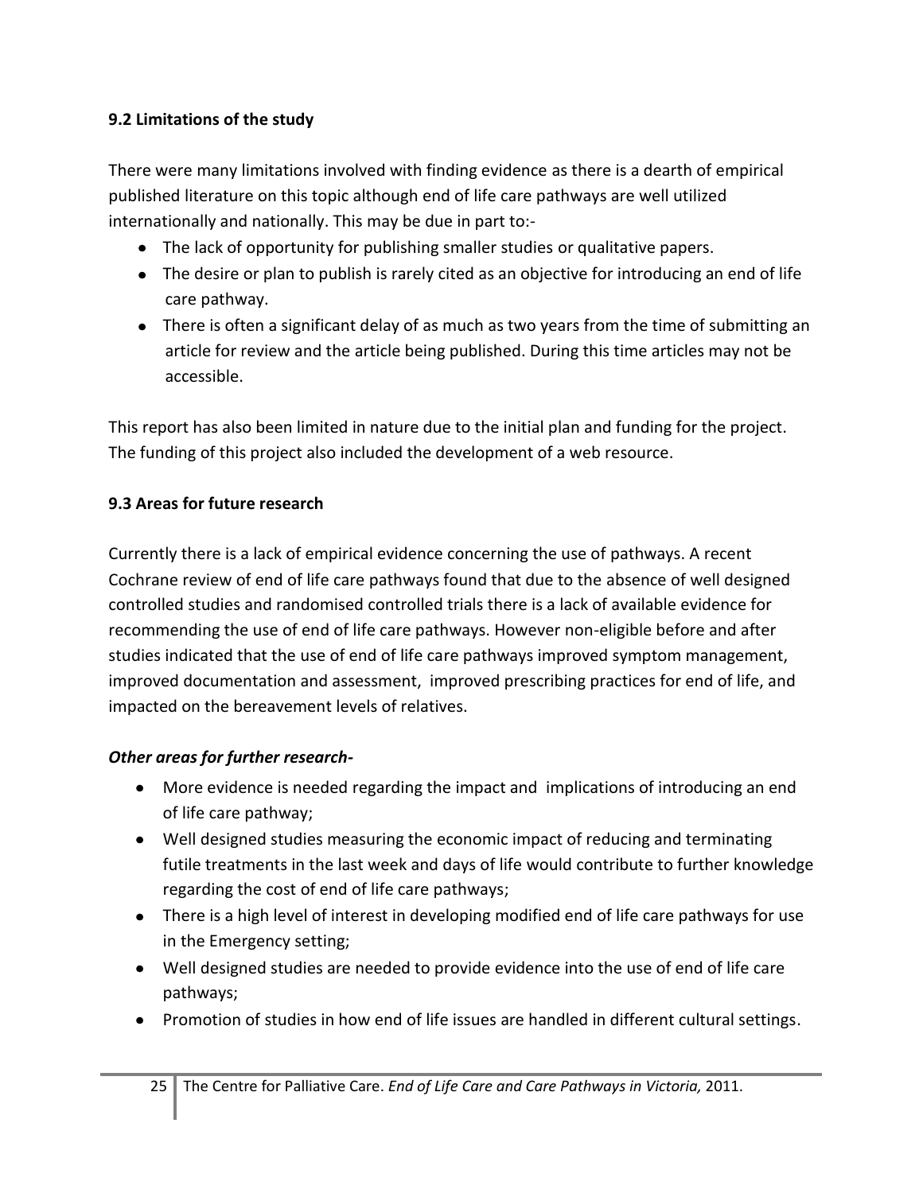### 9.2 Limitations of the study

There were many limitations involved with finding evidence as there is a dearth of empirical published literature on this topic although end of life care pathways are well utilized internationally and nationally. This may be due in part to:-

- The lack of opportunity for publishing smaller studies or qualitative papers.
- The desire or plan to publish is rarely cited as an objective for introducing an end of life care pathway.
- There is often a significant delay of as much as two years from the time of submitting an article for review and the article being published. During this time articles may not be accessible.

This report has also been limited in nature due to the initial plan and funding for the project. The funding of this project also included the development of a web resource.

### 9.3 Areas for future research

Currently there is a lack of empirical evidence concerning the use of pathways. A recent Cochrane review of end of life care pathways found that due to the absence of well designed controlled studies and randomised controlled trials there is a lack of available evidence for recommending the use of end of life care pathways. However non-eligible before and after studies indicated that the use of end of life care pathways improved symptom management, improved documentation and assessment, improved prescribing practices for end of life, and impacted on the bereavement levels of relatives.

***Other areas for further research-***

- More evidence is needed regarding the impact and implications of introducing an end of life care pathway;
- Well designed studies measuring the economic impact of reducing and terminating futile treatments in the last week and days of life would contribute to further knowledge regarding the cost of end of life care pathways;
- There is a high level of interest in developing modified end of life care pathways for use in the Emergency setting;
- Well designed studies are needed to provide evidence into the use of end of life care pathways;
- Promotion of studies in how end of life issues are handled in different cultural settings.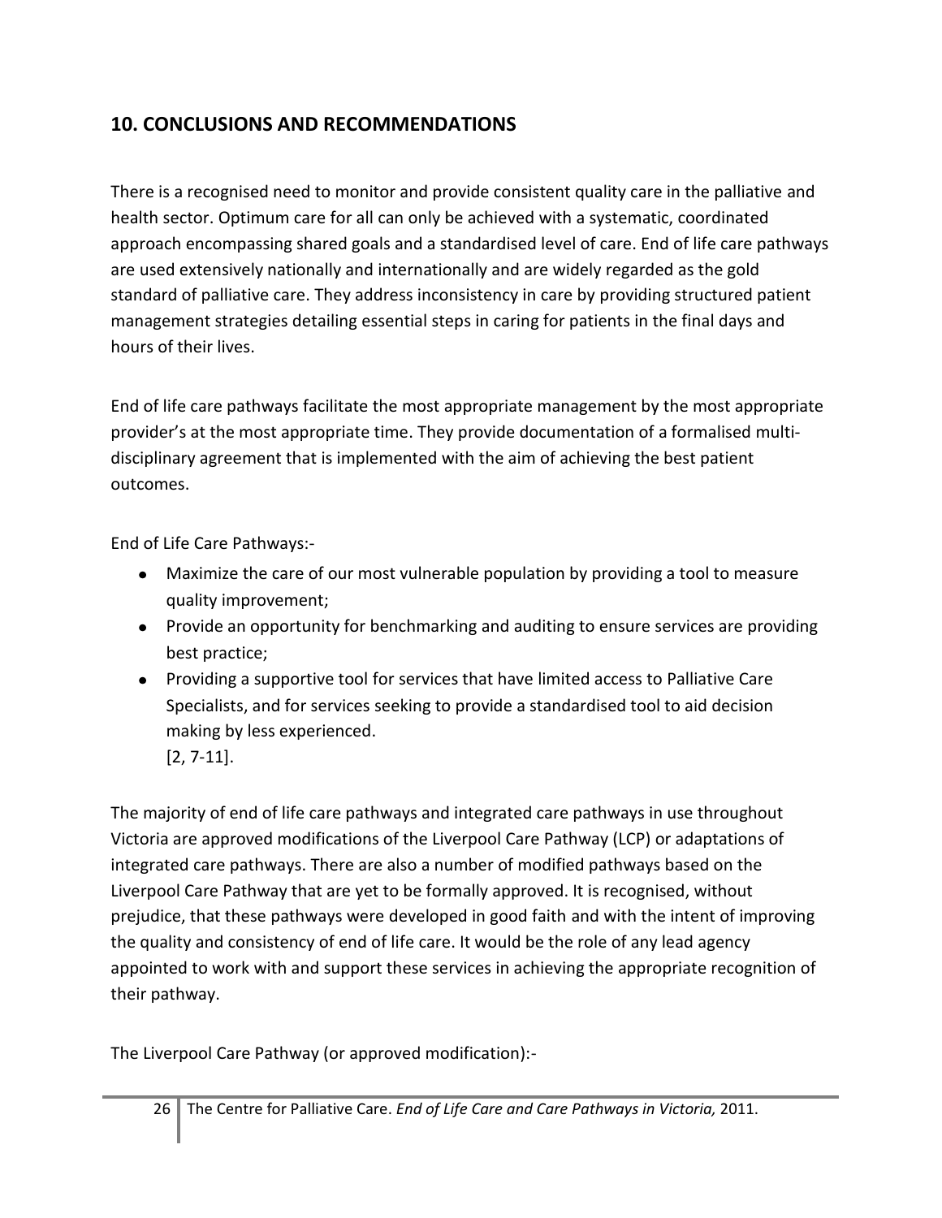## 10. CONCLUSIONS AND RECOMMENDATIONS

There is a recognised need to monitor and provide consistent quality care in the palliative and health sector. Optimum care for all can only be achieved with a systematic, coordinated approach encompassing shared goals and a standardised level of care. End of life care pathways are used extensively nationally and internationally and are widely regarded as the gold standard of palliative care. They address inconsistency in care by providing structured patient management strategies detailing essential steps in caring for patients in the final days and hours of their lives.

End of life care pathways facilitate the most appropriate management by the most appropriate provider's at the most appropriate time. They provide documentation of a formalised multi-disciplinary agreement that is implemented with the aim of achieving the best patient outcomes.

End of Life Care Pathways:-

- Maximize the care of our most vulnerable population by providing a tool to measure quality improvement;
- Provide an opportunity for benchmarking and auditing to ensure services are providing best practice;
- Providing a supportive tool for services that have limited access to Palliative Care Specialists, and for services seeking to provide a standardised tool to aid decision making by less experienced.
  [2, 7-11].

The majority of end of life care pathways and integrated care pathways in use throughout Victoria are approved modifications of the Liverpool Care Pathway (LCP) or adaptations of integrated care pathways. There are also a number of modified pathways based on the Liverpool Care Pathway that are yet to be formally approved. It is recognised, without prejudice, that these pathways were developed in good faith and with the intent of improving the quality and consistency of end of life care. It would be the role of any lead agency appointed to work with and support these services in achieving the appropriate recognition of their pathway.

The Liverpool Care Pathway (or approved modification):-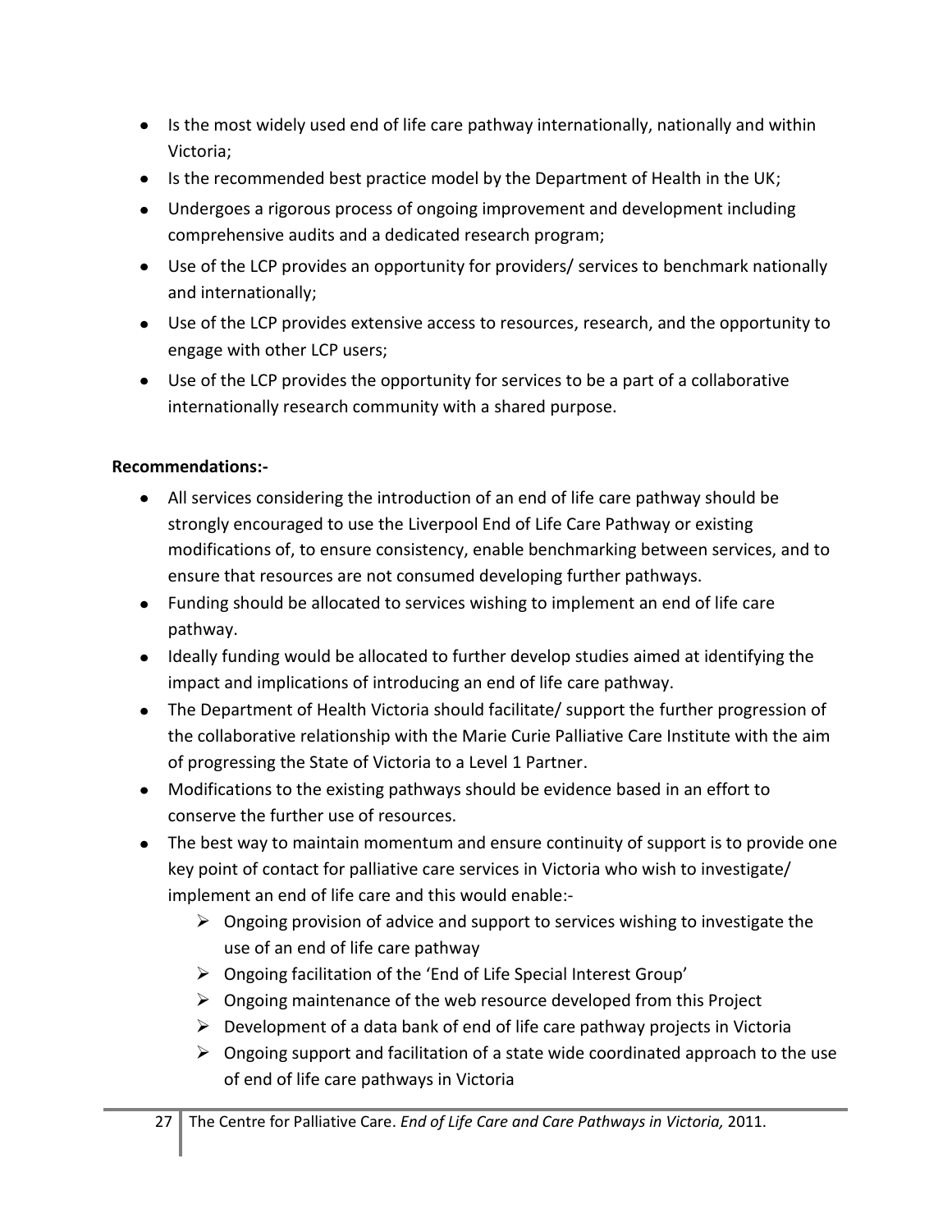- Is the most widely used end of life care pathway internationally, nationally and within Victoria;
- Is the recommended best practice model by the Department of Health in the UK;
- Undergoes a rigorous process of ongoing improvement and development including comprehensive audits and a dedicated research program;
- Use of the LCP provides an opportunity for providers/ services to benchmark nationally and internationally;
- Use of the LCP provides extensive access to resources, research, and the opportunity to engage with other LCP users;
- Use of the LCP provides the opportunity for services to be a part of a collaborative internationally research community with a shared purpose.

**Recommendations:-**

- All services considering the introduction of an end of life care pathway should be strongly encouraged to use the Liverpool End of Life Care Pathway or existing modifications of, to ensure consistency, enable benchmarking between services, and to ensure that resources are not consumed developing further pathways.
- Funding should be allocated to services wishing to implement an end of life care pathway.
- Ideally funding would be allocated to further develop studies aimed at identifying the impact and implications of introducing an end of life care pathway.
- The Department of Health Victoria should facilitate/ support the further progression of the collaborative relationship with the Marie Curie Palliative Care Institute with the aim of progressing the State of Victoria to a Level 1 Partner.
- Modifications to the existing pathways should be evidence based in an effort to conserve the further use of resources.
- The best way to maintain momentum and ensure continuity of support is to provide one key point of contact for palliative care services in Victoria who wish to investigate/ implement an end of life care and this would enable:-
  - Ongoing provision of advice and support to services wishing to investigate the use of an end of life care pathway
  - Ongoing facilitation of the 'End of Life Special Interest Group'
  - Ongoing maintenance of the web resource developed from this Project
  - Development of a data bank of end of life care pathway projects in Victoria
  - Ongoing support and facilitation of a state wide coordinated approach to the use of end of life care pathways in Victoria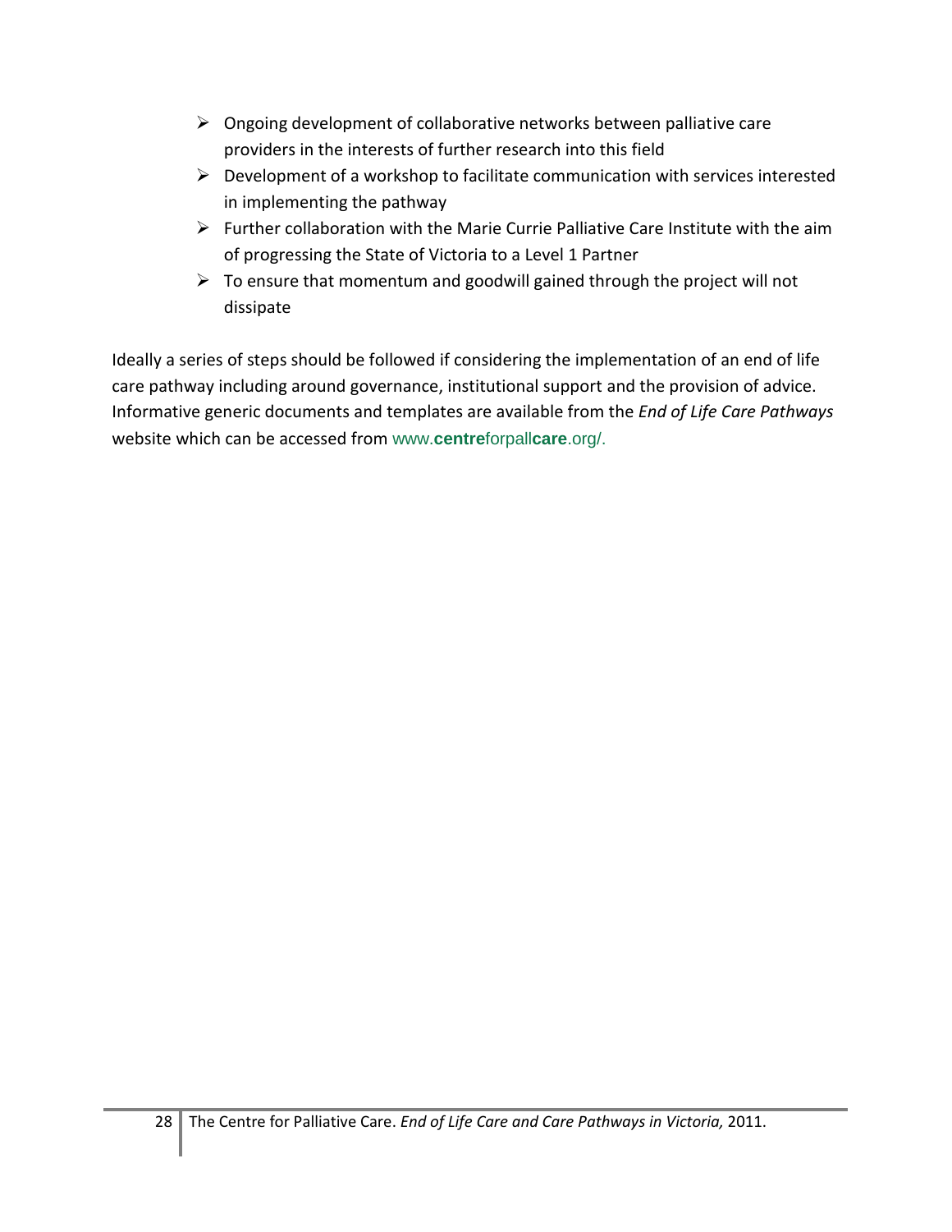- Ongoing development of collaborative networks between palliative care providers in the interests of further research into this field
- Development of a workshop to facilitate communication with services interested in implementing the pathway
- Further collaboration with the Marie Currie Palliative Care Institute with the aim of progressing the State of Victoria to a Level 1 Partner
- To ensure that momentum and goodwill gained through the project will not dissipate

Ideally a series of steps should be followed if considering the implementation of an end of life care pathway including around governance, institutional support and the provision of advice. Informative generic documents and templates are available from the *End of Life Care Pathways* website which can be accessed from www.**centre**forpall**care**.org/.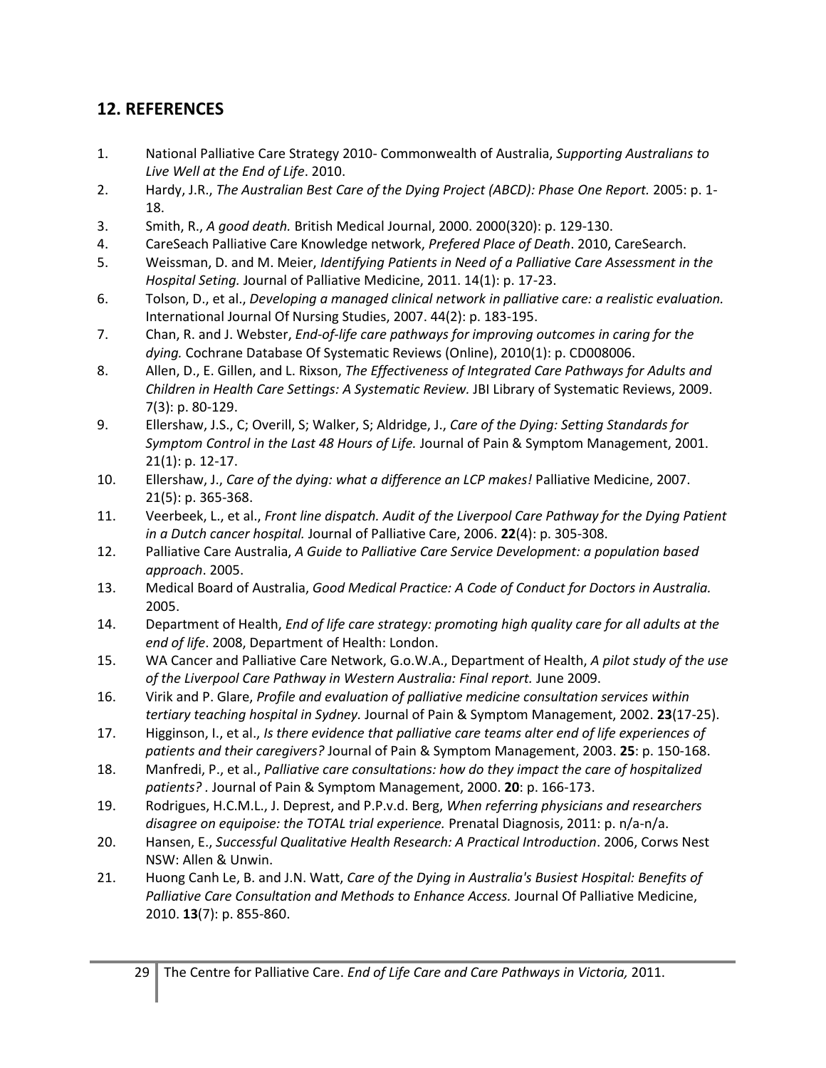## 12. REFERENCES

1. National Palliative Care Strategy 2010- Commonwealth of Australia, *Supporting Australians to Live Well at the End of Life*. 2010.
2. Hardy, J.R., *The Australian Best Care of the Dying Project (ABCD): Phase One Report.* 2005: p. 1-18.
3. Smith, R., *A good death.* British Medical Journal, 2000. 2000(320): p. 129-130.
4. CareSeach Palliative Care Knowledge network, *Prefered Place of Death*. 2010, CareSearch.
5. Weissman, D. and M. Meier, *Identifying Patients in Need of a Palliative Care Assessment in the Hospital Seting.* Journal of Palliative Medicine, 2011. 14(1): p. 17-23.
6. Tolson, D., et al., *Developing a managed clinical network in palliative care: a realistic evaluation.* International Journal Of Nursing Studies, 2007. 44(2): p. 183-195.
7. Chan, R. and J. Webster, *End-of-life care pathways for improving outcomes in caring for the dying.* Cochrane Database Of Systematic Reviews (Online), 2010(1): p. CD008006.
8. Allen, D., E. Gillen, and L. Rixson, *The Effectiveness of Integrated Care Pathways for Adults and Children in Health Care Settings: A Systematic Review.* JBI Library of Systematic Reviews, 2009. 7(3): p. 80-129.
9. Ellershaw, J.S., C; Overill, S; Walker, S; Aldridge, J., *Care of the Dying: Setting Standards for Symptom Control in the Last 48 Hours of Life.* Journal of Pain & Symptom Management, 2001. 21(1): p. 12-17.
10. Ellershaw, J., *Care of the dying: what a difference an LCP makes!* Palliative Medicine, 2007. 21(5): p. 365-368.
11. Veerbeek, L., et al., *Front line dispatch. Audit of the Liverpool Care Pathway for the Dying Patient in a Dutch cancer hospital.* Journal of Palliative Care, 2006. **22**(4): p. 305-308.
12. Palliative Care Australia, *A Guide to Palliative Care Service Development: a population based approach*. 2005.
13. Medical Board of Australia, *Good Medical Practice: A Code of Conduct for Doctors in Australia.* 2005.
14. Department of Health, *End of life care strategy: promoting high quality care for all adults at the end of life*. 2008, Department of Health: London.
15. WA Cancer and Palliative Care Network, G.o.W.A., Department of Health, *A pilot study of the use of the Liverpool Care Pathway in Western Australia: Final report.* June 2009.
16. Virik and P. Glare, *Profile and evaluation of palliative medicine consultation services within tertiary teaching hospital in Sydney.* Journal of Pain & Symptom Management, 2002. **23**(17-25).
17. Higginson, I., et al., *Is there evidence that palliative care teams alter end of life experiences of patients and their caregivers?* Journal of Pain & Symptom Management, 2003. **25**: p. 150-168.
18. Manfredi, P., et al., *Palliative care consultations: how do they impact the care of hospitalized patients?* . Journal of Pain & Symptom Management, 2000. **20**: p. 166-173.
19. Rodrigues, H.C.M.L., J. Deprest, and P.P.v.d. Berg, *When referring physicians and researchers disagree on equipoise: the TOTAL trial experience.* Prenatal Diagnosis, 2011: p. n/a-n/a.
20. Hansen, E., *Successful Qualitative Health Research: A Practical Introduction*. 2006, Corws Nest NSW: Allen & Unwin.
21. Huong Canh Le, B. and J.N. Watt, *Care of the Dying in Australia's Busiest Hospital: Benefits of Palliative Care Consultation and Methods to Enhance Access.* Journal Of Palliative Medicine, 2010. **13**(7): p. 855-860.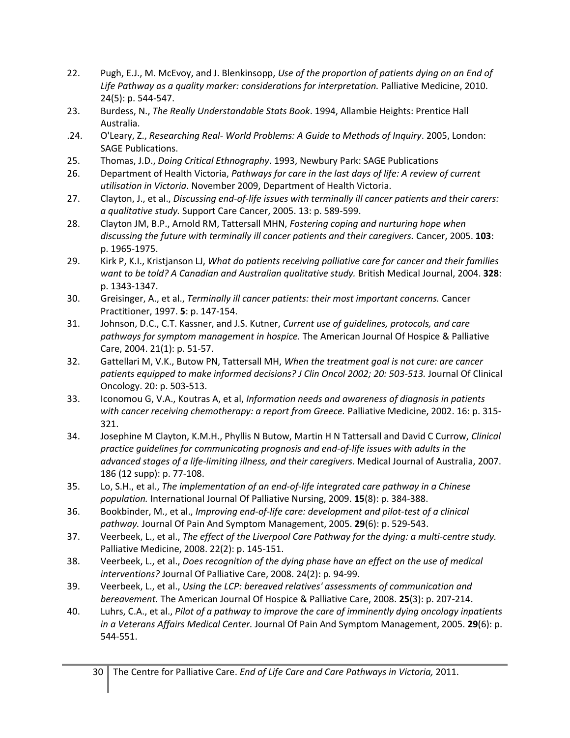22. Pugh, E.J., M. McEvoy, and J. Blenkinsopp, *Use of the proportion of patients dying on an End of Life Pathway as a quality marker: considerations for interpretation.* Palliative Medicine, 2010. 24(5): p. 544-547.
23. Burdess, N., *The Really Understandable Stats Book*. 1994, Allambie Heights: Prentice Hall Australia.
.24. O'Leary, Z., *Researching Real- World Problems: A Guide to Methods of Inquiry*. 2005, London: SAGE Publications.
25. Thomas, J.D., *Doing Critical Ethnography*. 1993, Newbury Park: SAGE Publications
26. Department of Health Victoria, *Pathways for care in the last days of life: A review of current utilisation in Victoria*. November 2009, Department of Health Victoria.
27. Clayton, J., et al., *Discussing end-of-life issues with terminally ill cancer patients and their carers: a qualitative study.* Support Care Cancer, 2005. 13: p. 589-599.
28. Clayton JM, B.P., Arnold RM, Tattersall MHN, *Fostering coping and nurturing hope when discussing the future with terminally ill cancer patients and their caregivers.* Cancer, 2005. **103**: p. 1965-1975.
29. Kirk P, K.I., Kristjanson LJ, *What do patients receiving palliative care for cancer and their families want to be told? A Canadian and Australian qualitative study.* British Medical Journal, 2004. **328**: p. 1343-1347.
30. Greisinger, A., et al., *Terminally ill cancer patients: their most important concerns.* Cancer Practitioner, 1997. **5**: p. 147-154.
31. Johnson, D.C., C.T. Kassner, and J.S. Kutner, *Current use of guidelines, protocols, and care pathways for symptom management in hospice.* The American Journal Of Hospice & Palliative Care, 2004. 21(1): p. 51-57.
32. Gattellari M, V.K., Butow PN, Tattersall MH, *When the treatment goal is not cure: are cancer patients equipped to make informed decisions? J Clin Oncol 2002; 20: 503-513.* Journal Of Clinical Oncology. 20: p. 503-513.
33. Iconomou G, V.A., Koutras A, et al, *Information needs and awareness of diagnosis in patients with cancer receiving chemotherapy: a report from Greece.* Palliative Medicine, 2002. 16: p. 315-321.
34. Josephine M Clayton, K.M.H., Phyllis N Butow, Martin H N Tattersall and David C Currow, *Clinical practice guidelines for communicating prognosis and end-of-life issues with adults in the advanced stages of a life-limiting illness, and their caregivers.* Medical Journal of Australia, 2007. 186 (12 supp): p. 77-108.
35. Lo, S.H., et al., *The implementation of an end-of-life integrated care pathway in a Chinese population.* International Journal Of Palliative Nursing, 2009. **15**(8): p. 384-388.
36. Bookbinder, M., et al., *Improving end-of-life care: development and pilot-test of a clinical pathway.* Journal Of Pain And Symptom Management, 2005. **29**(6): p. 529-543.
37. Veerbeek, L., et al., *The effect of the Liverpool Care Pathway for the dying: a multi-centre study.* Palliative Medicine, 2008. 22(2): p. 145-151.
38. Veerbeek, L., et al., *Does recognition of the dying phase have an effect on the use of medical interventions?* Journal Of Palliative Care, 2008. 24(2): p. 94-99.
39. Veerbeek, L., et al., *Using the LCP: bereaved relatives' assessments of communication and bereavement.* The American Journal Of Hospice & Palliative Care, 2008. **25**(3): p. 207-214.
40. Luhrs, C.A., et al., *Pilot of a pathway to improve the care of imminently dying oncology inpatients in a Veterans Affairs Medical Center.* Journal Of Pain And Symptom Management, 2005. **29**(6): p. 544-551.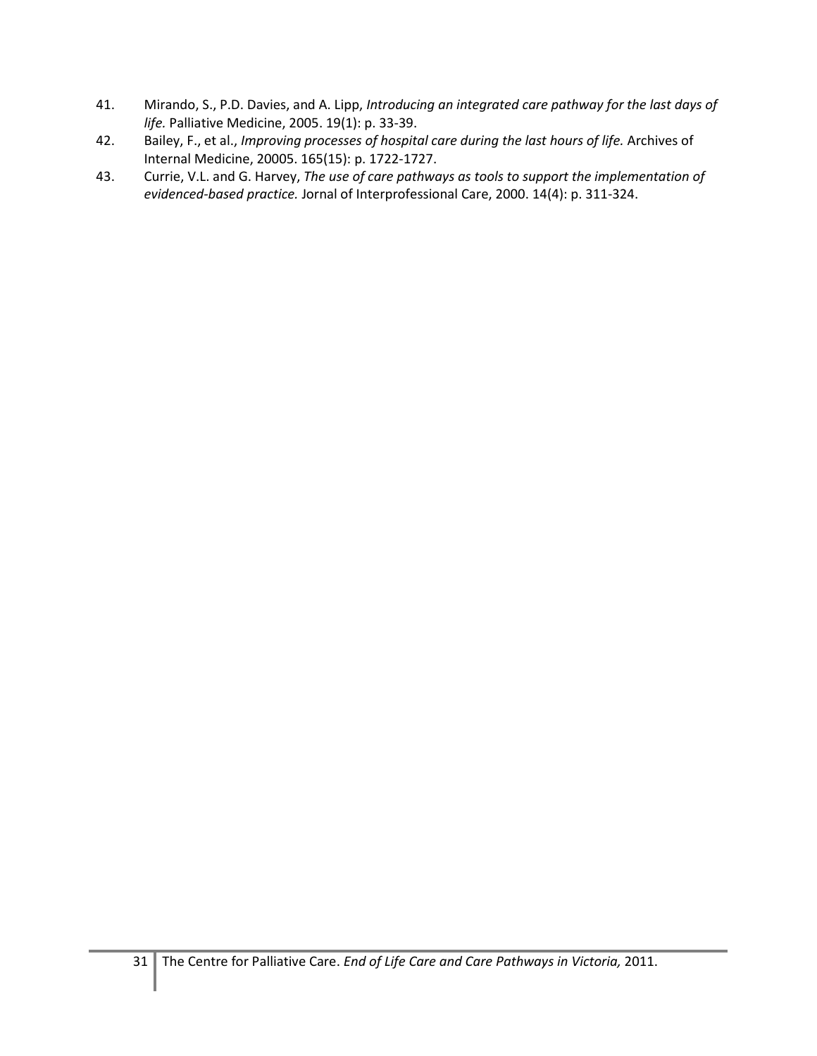41. Mirando, S., P.D. Davies, and A. Lipp, *Introducing an integrated care pathway for the last days of life.* Palliative Medicine, 2005. 19(1): p. 33-39.
42. Bailey, F., et al., *Improving processes of hospital care during the last hours of life.* Archives of Internal Medicine, 20005. 165(15): p. 1722-1727.
43. Currie, V.L. and G. Harvey, *The use of care pathways as tools to support the implementation of evidenced-based practice.* Jornal of Interprofessional Care, 2000. 14(4): p. 311-324.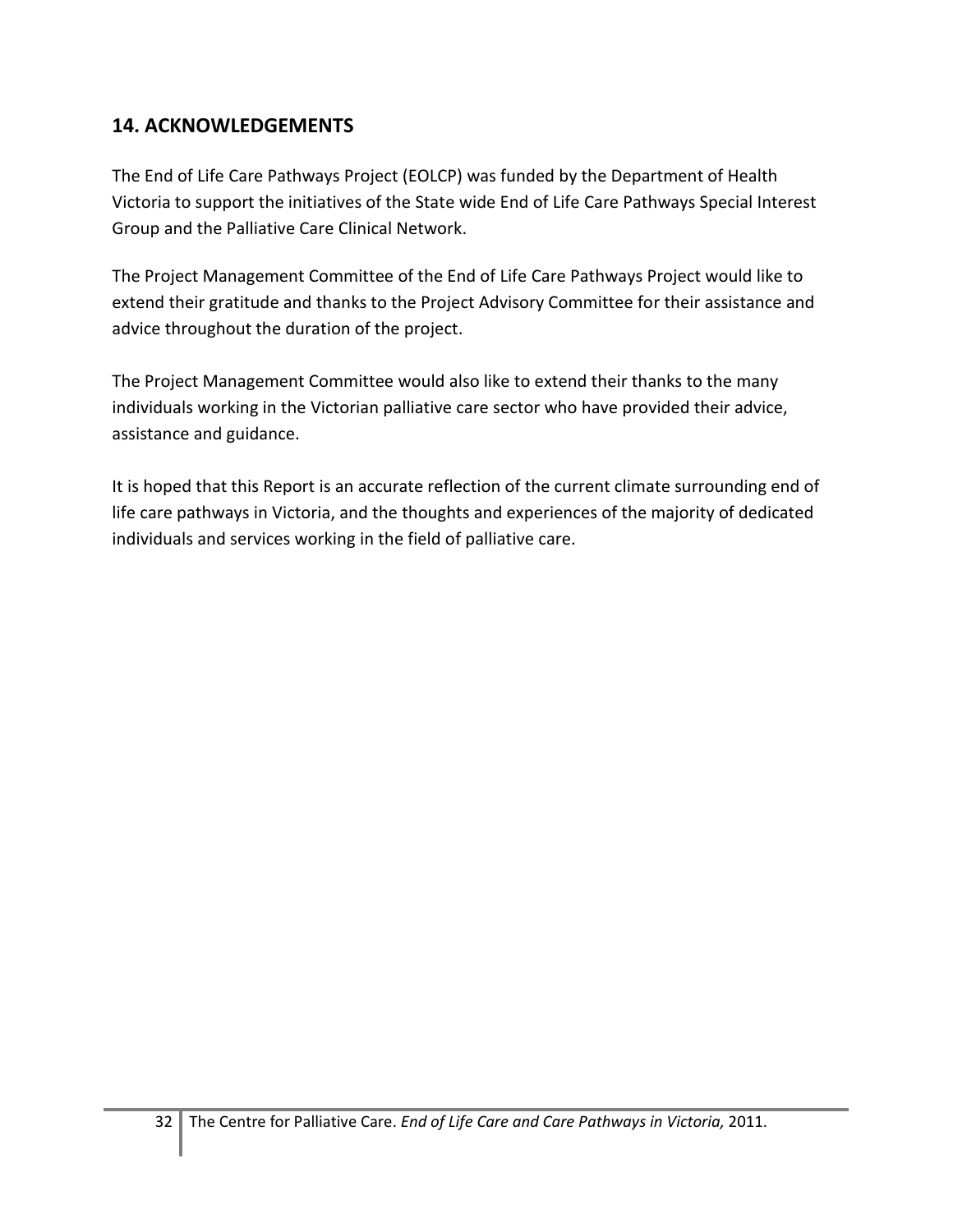## 14. ACKNOWLEDGEMENTS

The End of Life Care Pathways Project (EOLCP) was funded by the Department of Health Victoria to support the initiatives of the State wide End of Life Care Pathways Special Interest Group and the Palliative Care Clinical Network.

The Project Management Committee of the End of Life Care Pathways Project would like to extend their gratitude and thanks to the Project Advisory Committee for their assistance and advice throughout the duration of the project.

The Project Management Committee would also like to extend their thanks to the many individuals working in the Victorian palliative care sector who have provided their advice, assistance and guidance.

It is hoped that this Report is an accurate reflection of the current climate surrounding end of life care pathways in Victoria, and the thoughts and experiences of the majority of dedicated individuals and services working in the field of palliative care.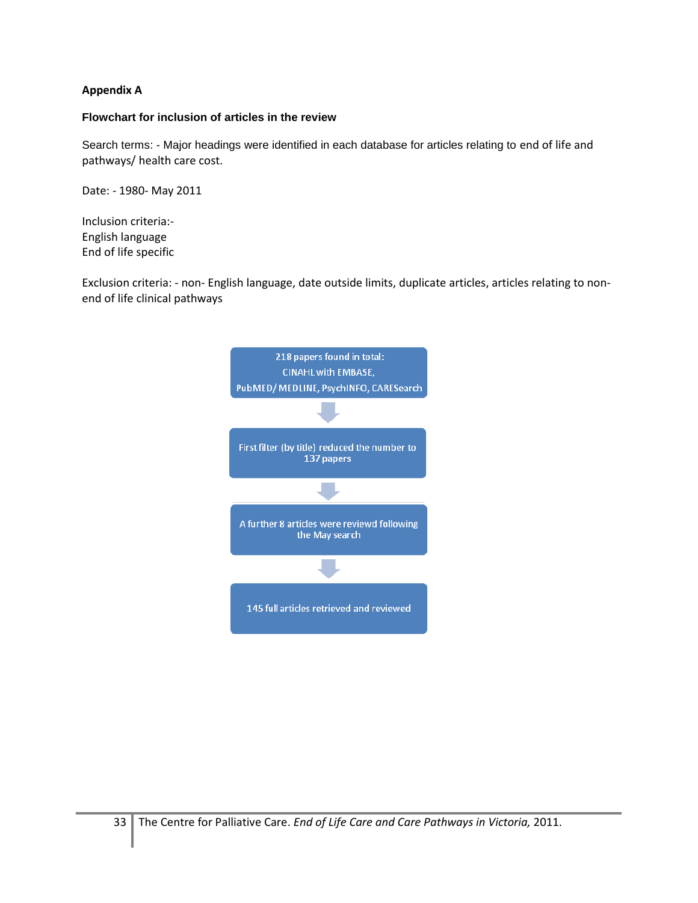## Appendix A

### Flowchart for inclusion of articles in the review

Search terms: - Major headings were identified in each database for articles relating to end of life and pathways/ health care cost.

Date: - 1980- May 2011

Inclusion criteria:-
English language
End of life specific

Exclusion criteria: - non- English language, date outside limits, duplicate articles, articles relating to non-end of life clinical pathways

218 papers found in total:
CINAHL with EMBASE,
PubMED/ MEDLINE, PsychINFO, CARESearch

↓

First filter (by title) reduced the number to 137 papers

↓

A further 8 articles were reviewd following the May search

↓

145 full articles retrieved and reviewed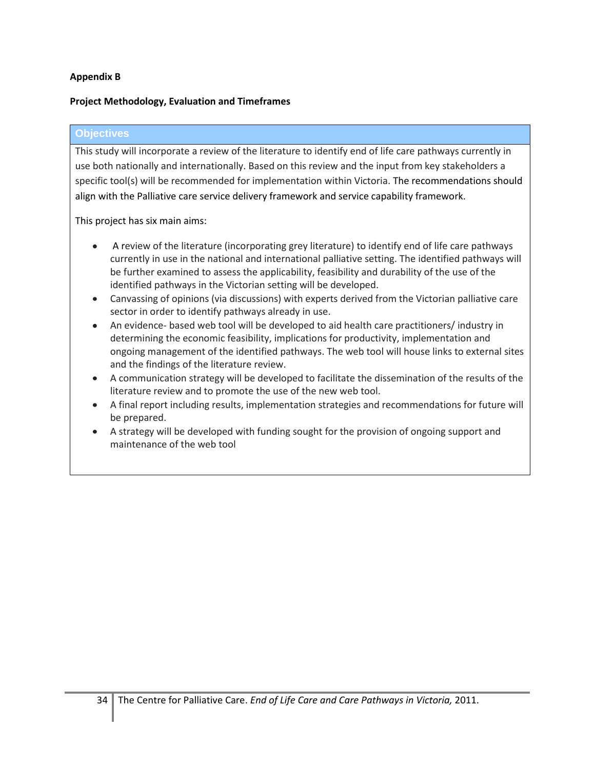**Appendix B**

**Project Methodology, Evaluation and Timeframes**

| Objectives |
| --- |
| This study will incorporate a review of the literature to identify end of life care pathways currently in use both nationally and internationally. Based on this review and the input from key stakeholders a specific tool(s) will be recommended for implementation within Victoria. The recommendations should align with the Palliative care service delivery framework and service capability framework.<br><br>This project has six main aims:<br><br>• A review of the literature (incorporating grey literature) to identify end of life care pathways currently in use in the national and international palliative setting. The identified pathways will be further examined to assess the applicability, feasibility and durability of the use of the identified pathways in the Victorian setting will be developed.<br>• Canvassing of opinions (via discussions) with experts derived from the Victorian palliative care sector in order to identify pathways already in use.<br>• An evidence- based web tool will be developed to aid health care practitioners/ industry in determining the economic feasibility, implications for productivity, implementation and ongoing management of the identified pathways. The web tool will house links to external sites and the findings of the literature review.<br>• A communication strategy will be developed to facilitate the dissemination of the results of the literature review and to promote the use of the new web tool.<br>• A final report including results, implementation strategies and recommendations for future will be prepared.<br>• A strategy will be developed with funding sought for the provision of ongoing support and maintenance of the web tool |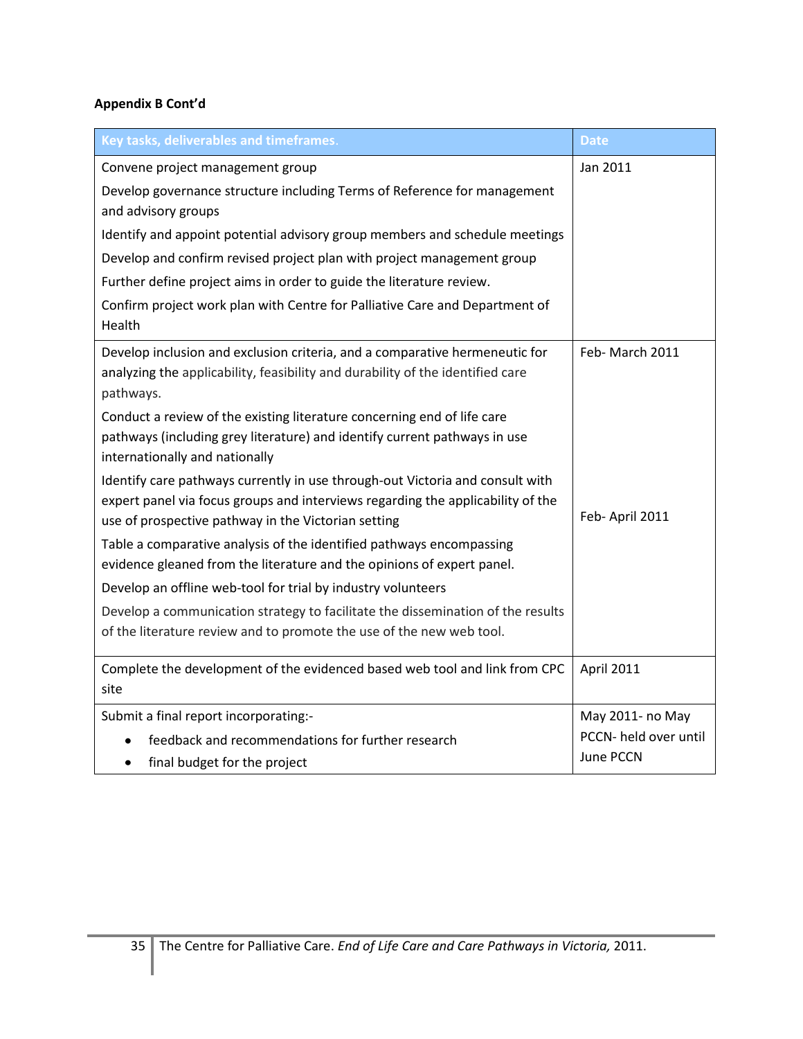**Appendix B Cont'd**

| Key tasks, deliverables and timeframes. | Date |
|---|---|
| Convene project management group<br>Develop governance structure including Terms of Reference for management and advisory groups<br>Identify and appoint potential advisory group members and schedule meetings<br>Develop and confirm revised project plan with project management group<br>Further define project aims in order to guide the literature review.<br>Confirm project work plan with Centre for Palliative Care and Department of Health | Jan 2011 |
| Develop inclusion and exclusion criteria, and a comparative hermeneutic for analyzing the applicability, feasibility and durability of the identified care pathways.<br>Conduct a review of the existing literature concerning end of life care pathways (including grey literature) and identify current pathways in use internationally and nationally<br>Identify care pathways currently in use through-out Victoria and consult with expert panel via focus groups and interviews regarding the applicability of the use of prospective pathway in the Victorian setting<br>Table a comparative analysis of the identified pathways encompassing evidence gleaned from the literature and the opinions of expert panel.<br>Develop an offline web-tool for trial by industry volunteers<br>Develop a communication strategy to facilitate the dissemination of the results of the literature review and to promote the use of the new web tool. | Feb- March 2011<br><br>Feb- April 2011 |
| Complete the development of the evidenced based web tool and link from CPC site | April 2011 |
| Submit a final report incorporating:-<br>• feedback and recommendations for further research<br>• final budget for the project | May 2011- no May PCCN- held over until June PCCN |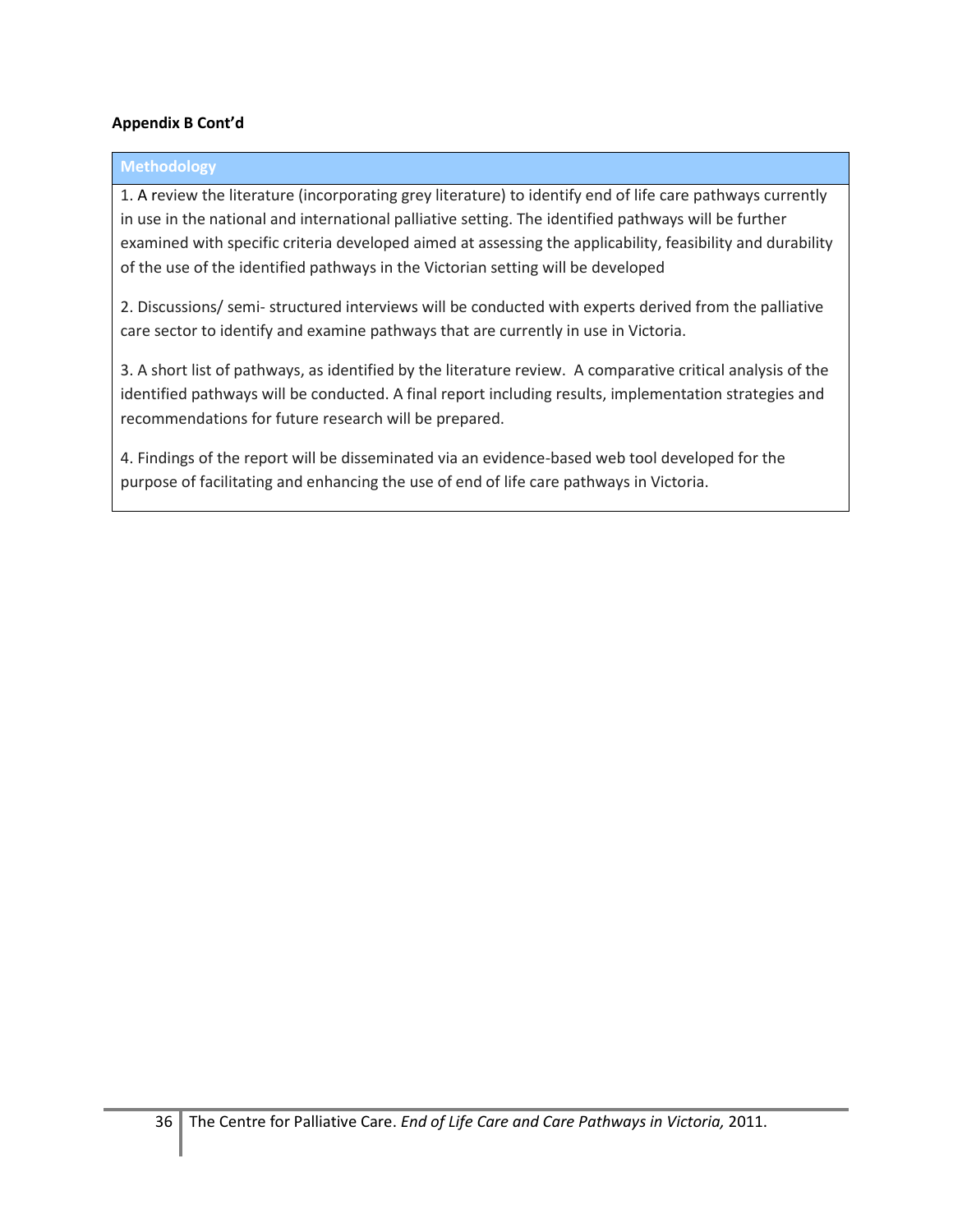**Appendix B Cont'd**

| Methodology |
|---|
| 1. A review the literature (incorporating grey literature) to identify end of life care pathways currently in use in the national and international palliative setting. The identified pathways will be further examined with specific criteria developed aimed at assessing the applicability, feasibility and durability of the use of the identified pathways in the Victorian setting will be developed<br><br>2. Discussions/ semi- structured interviews will be conducted with experts derived from the palliative care sector to identify and examine pathways that are currently in use in Victoria.<br><br>3. A short list of pathways, as identified by the literature review. A comparative critical analysis of the identified pathways will be conducted. A final report including results, implementation strategies and recommendations for future research will be prepared.<br><br>4. Findings of the report will be disseminated via an evidence-based web tool developed for the purpose of facilitating and enhancing the use of end of life care pathways in Victoria. |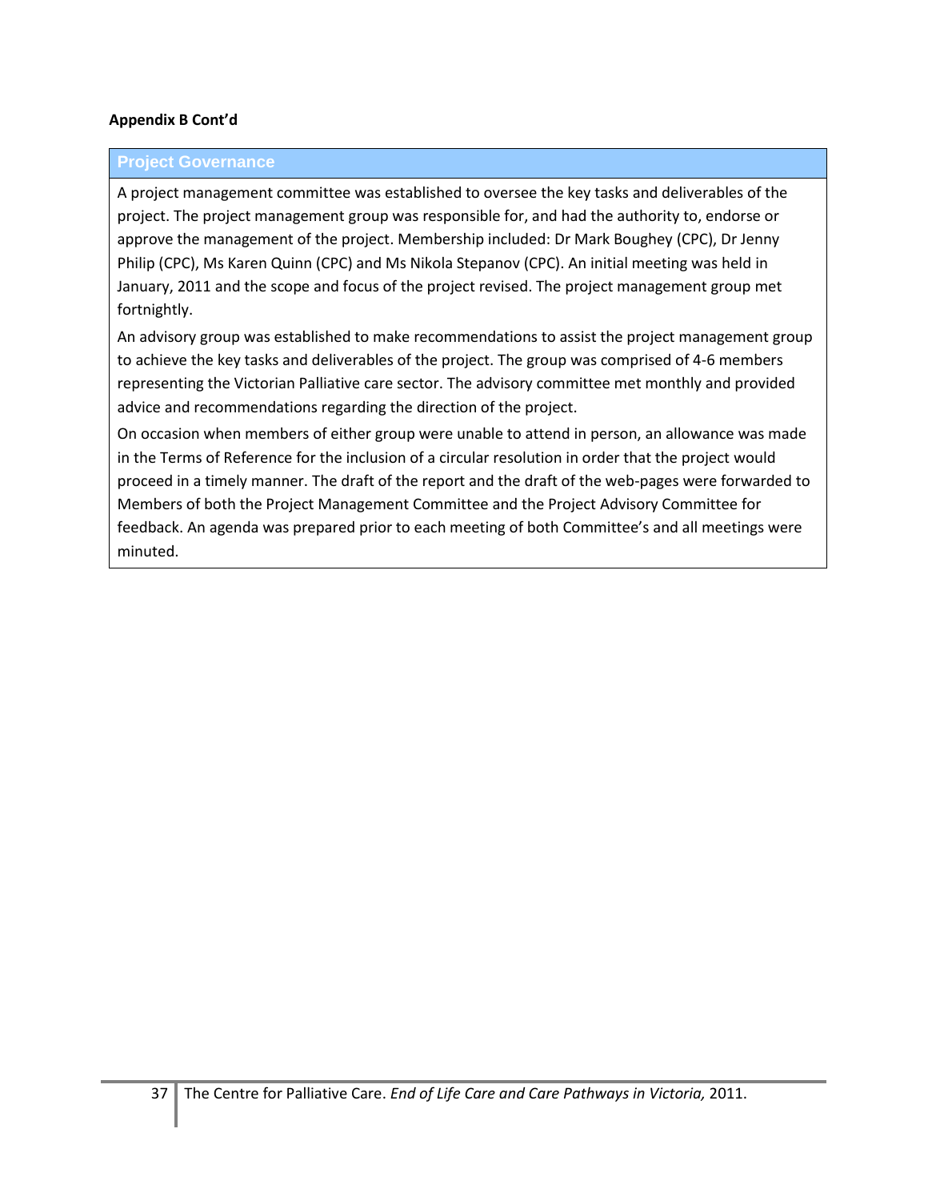**Appendix B Cont'd**

## Project Governance

A project management committee was established to oversee the key tasks and deliverables of the project. The project management group was responsible for, and had the authority to, endorse or approve the management of the project. Membership included: Dr Mark Boughey (CPC), Dr Jenny Philip (CPC), Ms Karen Quinn (CPC) and Ms Nikola Stepanov (CPC). An initial meeting was held in January, 2011 and the scope and focus of the project revised. The project management group met fortnightly.

An advisory group was established to make recommendations to assist the project management group to achieve the key tasks and deliverables of the project. The group was comprised of 4-6 members representing the Victorian Palliative care sector. The advisory committee met monthly and provided advice and recommendations regarding the direction of the project.

On occasion when members of either group were unable to attend in person, an allowance was made in the Terms of Reference for the inclusion of a circular resolution in order that the project would proceed in a timely manner. The draft of the report and the draft of the web-pages were forwarded to Members of both the Project Management Committee and the Project Advisory Committee for feedback. An agenda was prepared prior to each meeting of both Committee's and all meetings were minuted.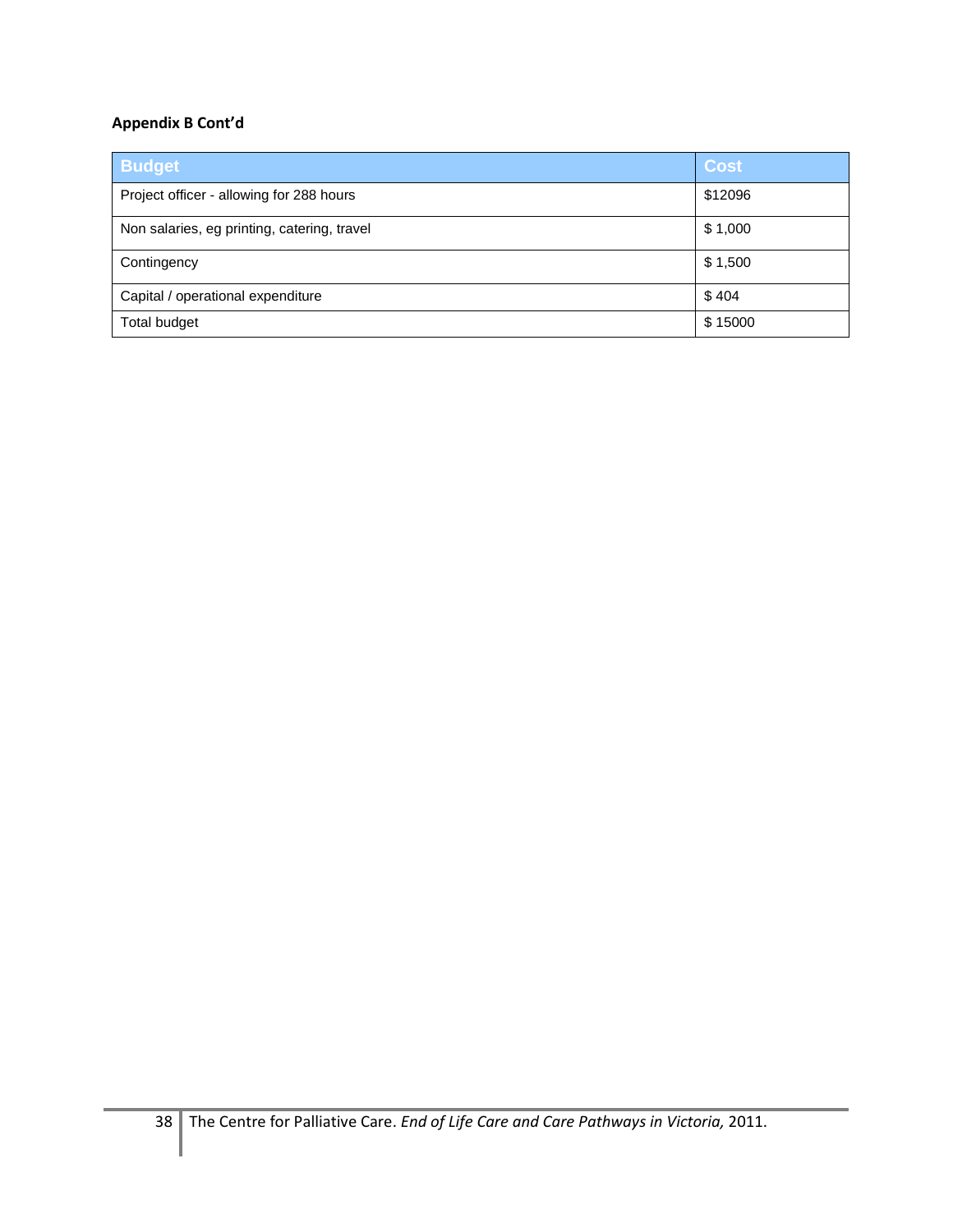**Appendix B Cont'd**

| Budget | Cost |
|---|---|
| Project officer - allowing for 288 hours | $12096 |
| Non salaries, eg printing, catering, travel | $ 1,000 |
| Contingency | $ 1,500 |
| Capital / operational expenditure | $ 404 |
| Total budget | $ 15000 |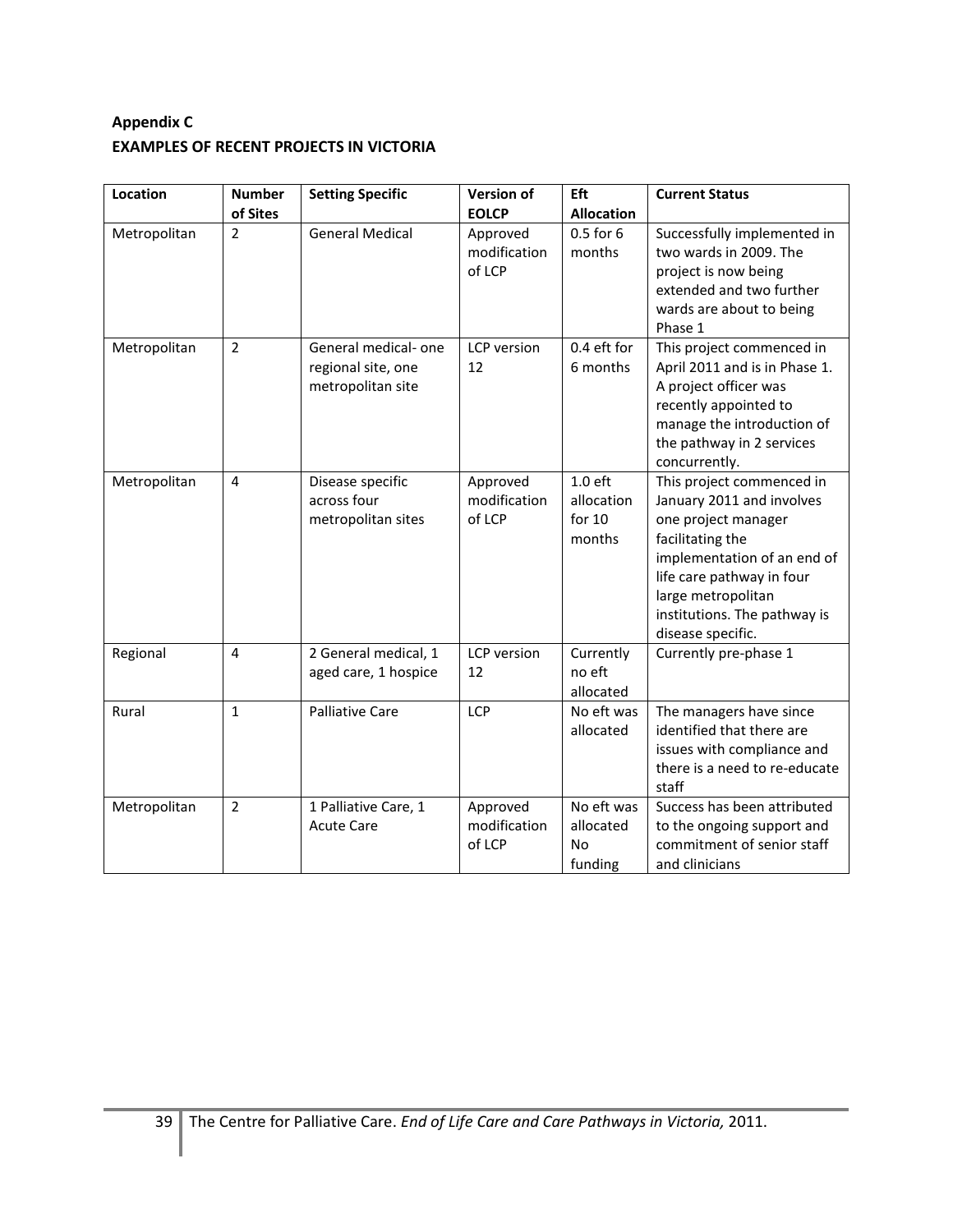**Appendix C**

**EXAMPLES OF RECENT PROJECTS IN VICTORIA**

| Location | Number of Sites | Setting Specific | Version of EOLCP | Eft Allocation | Current Status |
|---|---|---|---|---|---|
| Metropolitan | 2 | General Medical | Approved modification of LCP | 0.5 for 6 months | Successfully implemented in two wards in 2009. The project is now being extended and two further wards are about to being Phase 1 |
| Metropolitan | 2 | General medical- one regional site, one metropolitan site | LCP version 12 | 0.4 eft for 6 months | This project commenced in April 2011 and is in Phase 1. A project officer was recently appointed to manage the introduction of the pathway in 2 services concurrently. |
| Metropolitan | 4 | Disease specific across four metropolitan sites | Approved modification of LCP | 1.0 eft allocation for 10 months | This project commenced in January 2011 and involves one project manager facilitating the implementation of an end of life care pathway in four large metropolitan institutions. The pathway is disease specific. |
| Regional | 4 | 2 General medical, 1 aged care, 1 hospice | LCP version 12 | Currently no eft allocated | Currently pre-phase 1 |
| Rural | 1 | Palliative Care | LCP | No eft was allocated | The managers have since identified that there are issues with compliance and there is a need to re-educate staff |
| Metropolitan | 2 | 1 Palliative Care, 1 Acute Care | Approved modification of LCP | No eft was allocated No funding | Success has been attributed to the ongoing support and commitment of senior staff and clinicians |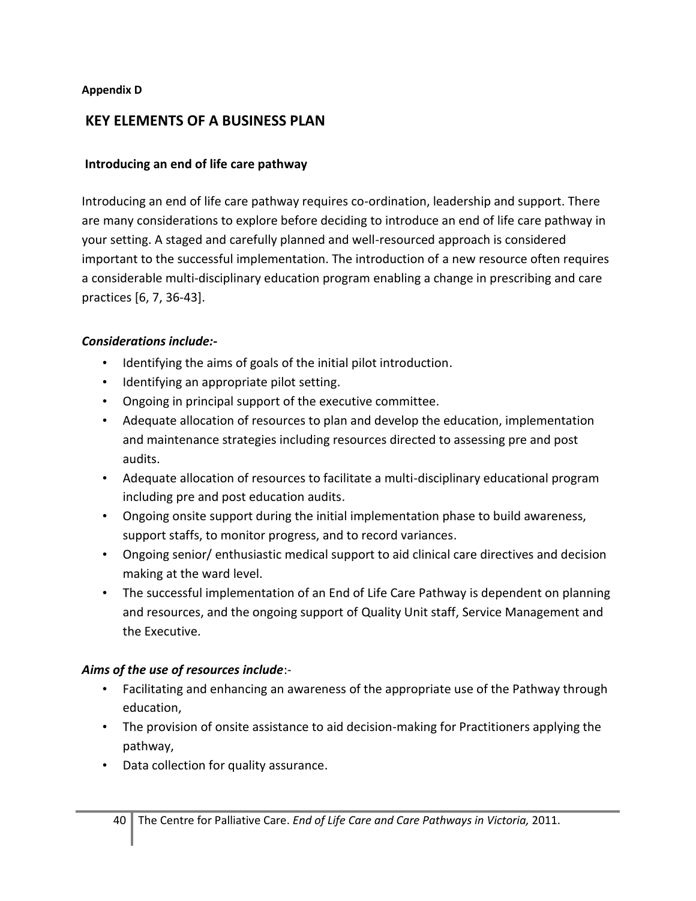**Appendix D**

## KEY ELEMENTS OF A BUSINESS PLAN

### Introducing an end of life care pathway

Introducing an end of life care pathway requires co-ordination, leadership and support. There are many considerations to explore before deciding to introduce an end of life care pathway in your setting. A staged and carefully planned and well-resourced approach is considered important to the successful implementation. The introduction of a new resource often requires a considerable multi-disciplinary education program enabling a change in prescribing and care practices [6, 7, 36-43].

***Considerations include:-***

- Identifying the aims of goals of the initial pilot introduction.
- Identifying an appropriate pilot setting.
- Ongoing in principal support of the executive committee.
- Adequate allocation of resources to plan and develop the education, implementation and maintenance strategies including resources directed to assessing pre and post audits.
- Adequate allocation of resources to facilitate a multi-disciplinary educational program including pre and post education audits.
- Ongoing onsite support during the initial implementation phase to build awareness, support staffs, to monitor progress, and to record variances.
- Ongoing senior/ enthusiastic medical support to aid clinical care directives and decision making at the ward level.
- The successful implementation of an End of Life Care Pathway is dependent on planning and resources, and the ongoing support of Quality Unit staff, Service Management and the Executive.

***Aims of the use of resources include***:-

- Facilitating and enhancing an awareness of the appropriate use of the Pathway through education,
- The provision of onsite assistance to aid decision-making for Practitioners applying the pathway,
- Data collection for quality assurance.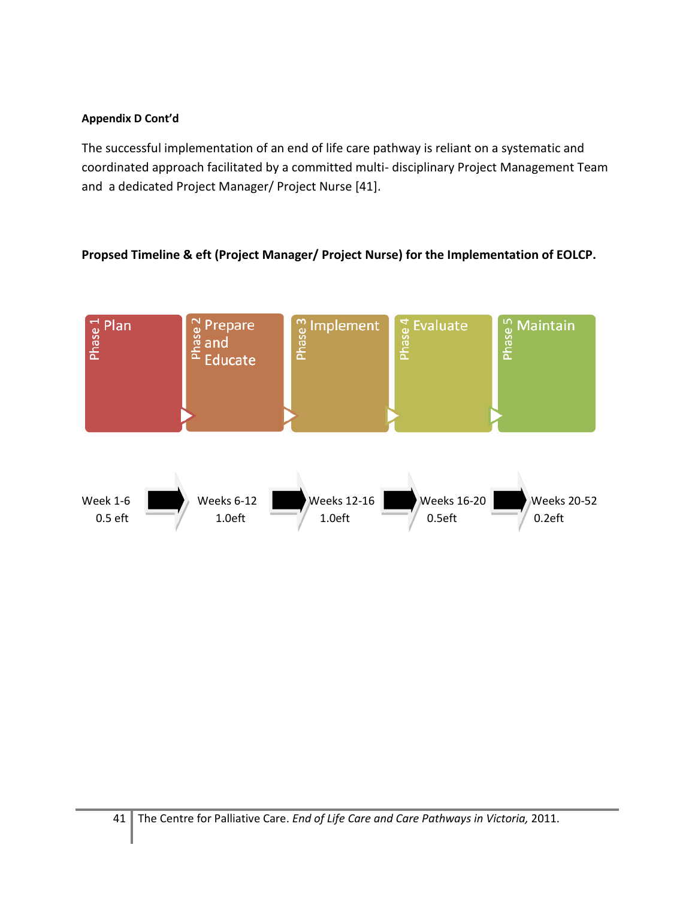**Appendix D Cont'd**

The successful implementation of an end of life care pathway is reliant on a systematic and coordinated approach facilitated by a committed multi- disciplinary Project Management Team and a dedicated Project Manager/ Project Nurse [41].

**Propsed Timeline & eft (Project Manager/ Project Nurse) for the Implementation of EOLCP.**

| Phase 1 | Phase 2 | Phase 3 | Phase 4 | Phase 5 |
|---|---|---|---|---|
| Plan | Prepare and Educate | Implement | Evaluate | Maintain |
| Week 1-6 | Weeks 6-12 | Weeks 12-16 | Weeks 16-20 | Weeks 20-52 |
| 0.5 eft | 1.0eft | 1.0eft | 0.5eft | 0.2eft |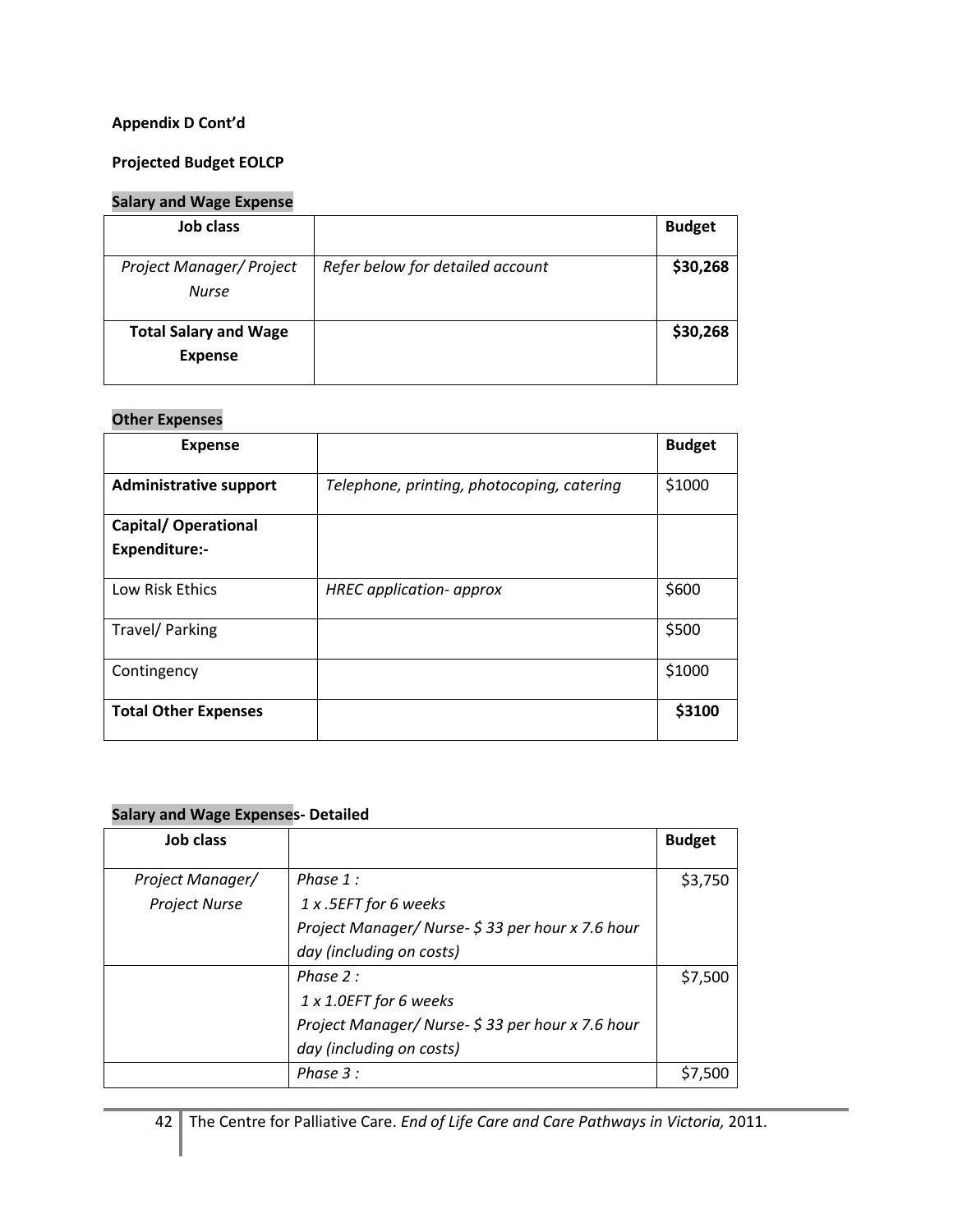**Appendix D Cont'd**

**Projected Budget EOLCP**

**Salary and Wage Expense**

| Job class | | Budget |
|---|---|---|
| *Project Manager/ Project Nurse* | *Refer below for detailed account* | **$30,268** |
| **Total Salary and Wage Expense** | | **$30,268** |

**Other Expenses**

| Expense | | Budget |
|---|---|---|
| **Administrative support** | *Telephone, printing, photocoping, catering* | $1000 |
| **Capital/ Operational Expenditure:-** | | |
| Low Risk Ethics | *HREC application- approx* | $600 |
| Travel/ Parking | | $500 |
| Contingency | | $1000 |
| **Total Other Expenses** | | **$3100** |

**Salary and Wage Expenses- Detailed**

| Job class | | Budget |
|---|---|---|
| *Project Manager/ Project Nurse* | *Phase 1 :*<br>*1 x .5EFT for 6 weeks*<br>*Project Manager/ Nurse- $ 33 per hour x 7.6 hour day (including on costs)* | $3,750 |
| | *Phase 2 :*<br>*1 x 1.0EFT for 6 weeks*<br>*Project Manager/ Nurse- $ 33 per hour x 7.6 hour day (including on costs)* | $7,500 |
| | *Phase 3 :* | $7,500 |

The Centre for Palliative Care. *End of Life Care and Care Pathways in Victoria,* 2011.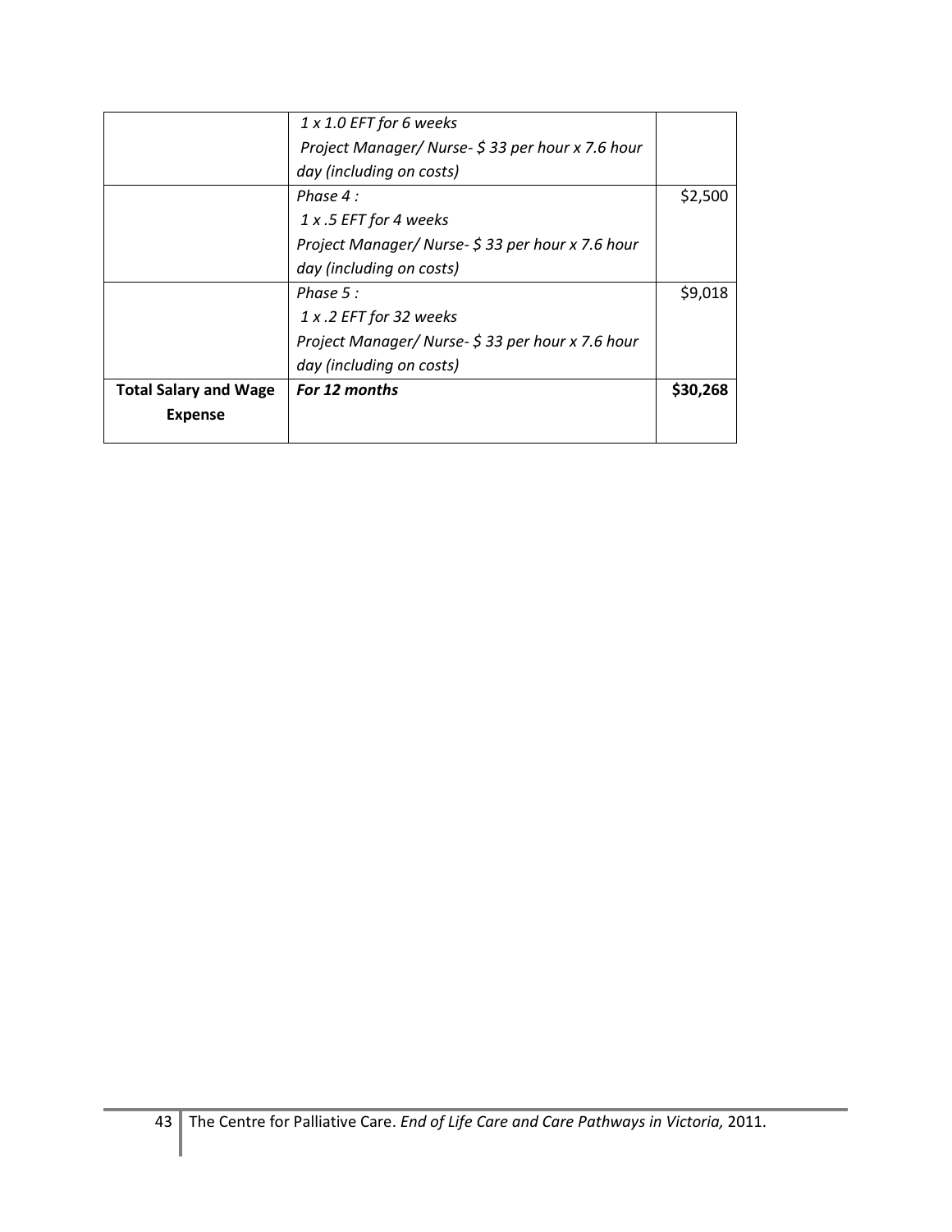| | | |
|---|---|---|
| | *1 x 1.0 EFT for 6 weeks*<br>*Project Manager/ Nurse- $ 33 per hour x 7.6 hour day (including on costs)* | |
| | *Phase 4 :*<br>*1 x .5 EFT for 4 weeks*<br>*Project Manager/ Nurse- $ 33 per hour x 7.6 hour day (including on costs)* | $2,500 |
| | *Phase 5 :*<br>*1 x .2 EFT for 32 weeks*<br>*Project Manager/ Nurse- $ 33 per hour x 7.6 hour day (including on costs)* | $9,018 |
| **Total Salary and Wage Expense** | ***For 12 months*** | **$30,268** |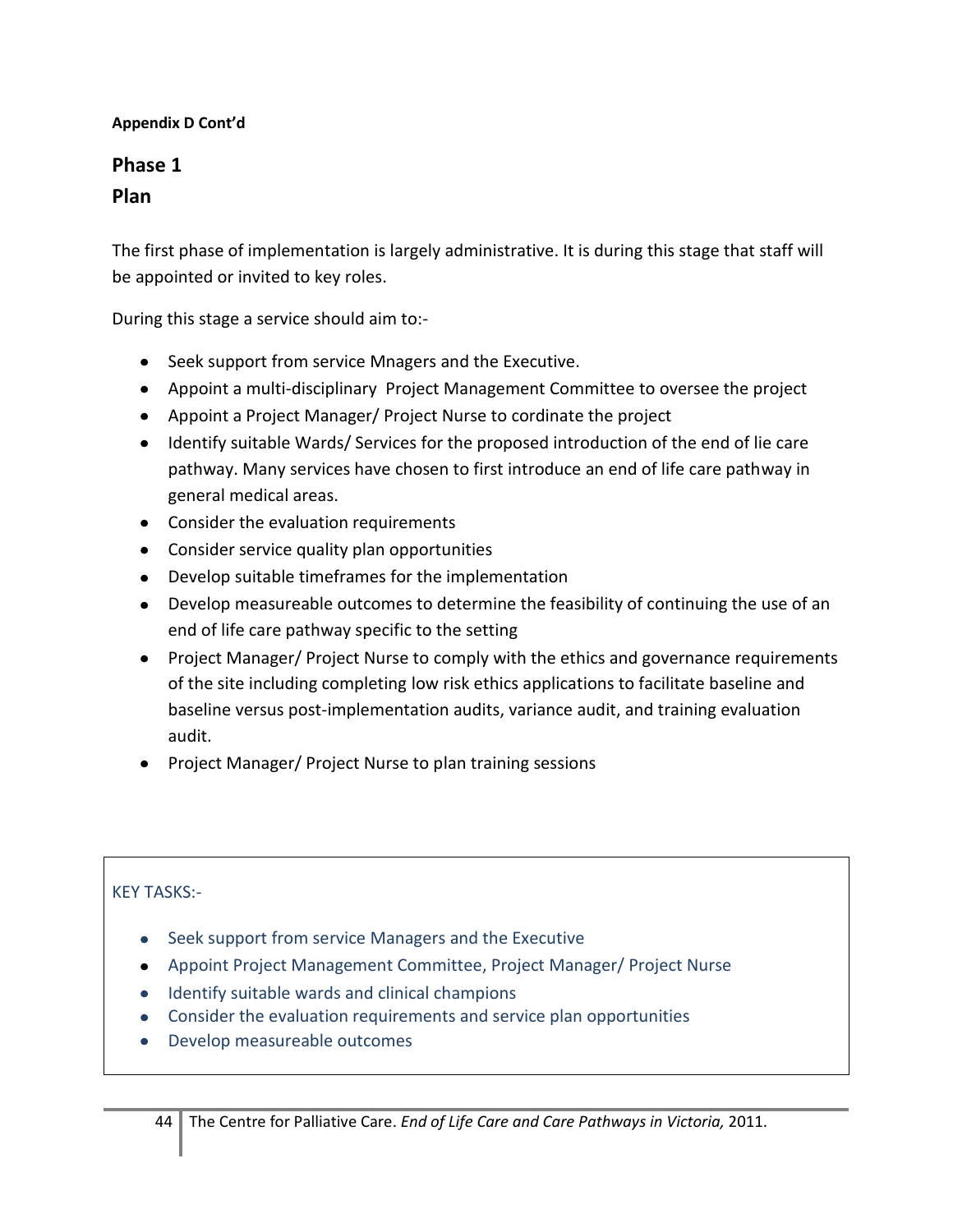**Appendix D Cont'd**

## Phase 1

## Plan

The first phase of implementation is largely administrative. It is during this stage that staff will be appointed or invited to key roles.

During this stage a service should aim to:-

- Seek support from service Mnagers and the Executive.
- Appoint a multi-disciplinary Project Management Committee to oversee the project
- Appoint a Project Manager/ Project Nurse to cordinate the project
- Identify suitable Wards/ Services for the proposed introduction of the end of lie care pathway. Many services have chosen to first introduce an end of life care pathway in general medical areas.
- Consider the evaluation requirements
- Consider service quality plan opportunities
- Develop suitable timeframes for the implementation
- Develop measureable outcomes to determine the feasibility of continuing the use of an end of life care pathway specific to the setting
- Project Manager/ Project Nurse to comply with the ethics and governance requirements of the site including completing low risk ethics applications to facilitate baseline and baseline versus post-implementation audits, variance audit, and training evaluation audit.
- Project Manager/ Project Nurse to plan training sessions

KEY TASKS:-

- Seek support from service Managers and the Executive
- Appoint Project Management Committee, Project Manager/ Project Nurse
- Identify suitable wards and clinical champions
- Consider the evaluation requirements and service plan opportunities
- Develop measureable outcomes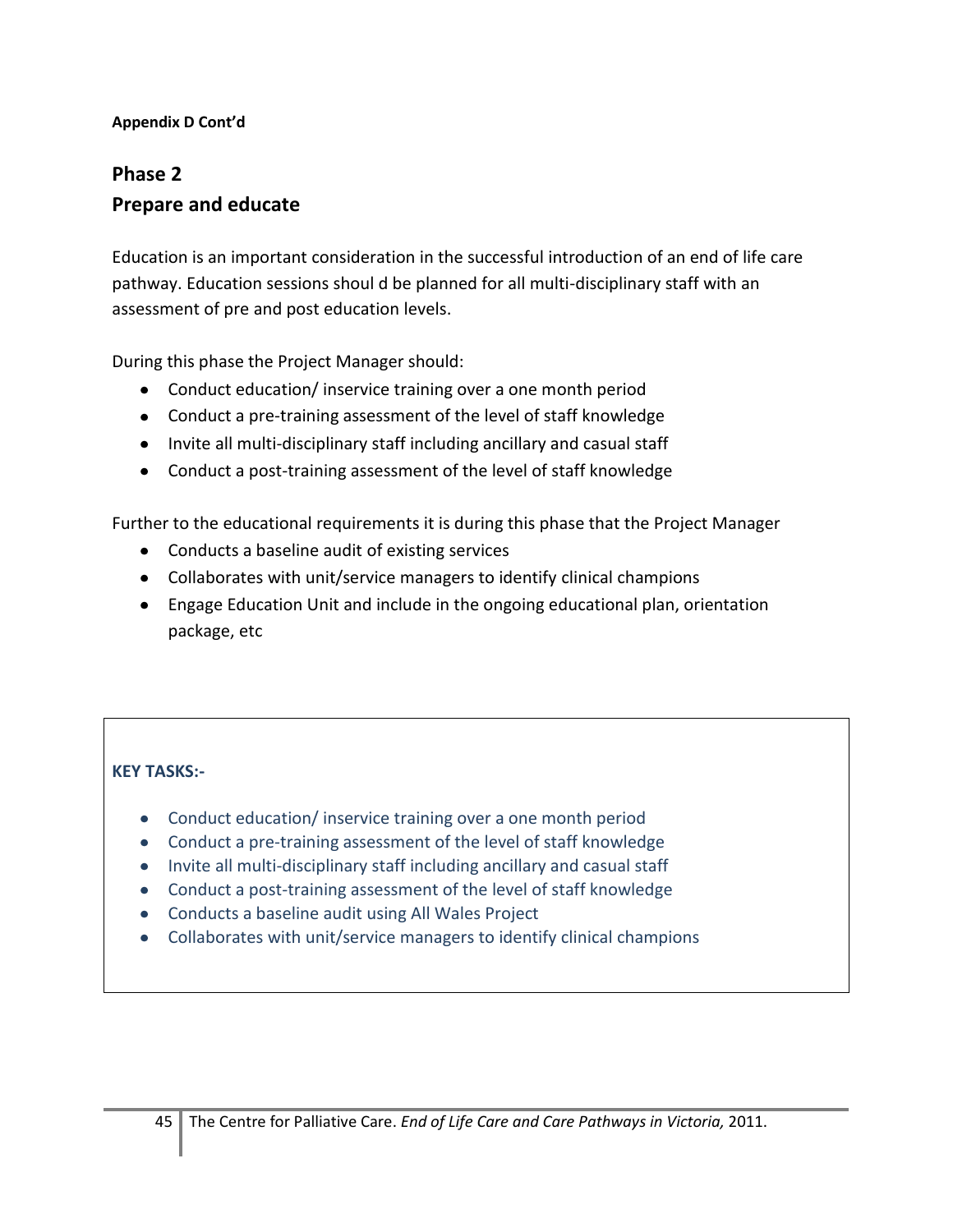**Appendix D Cont'd**

## Phase 2
## Prepare and educate

Education is an important consideration in the successful introduction of an end of life care pathway. Education sessions shoul d be planned for all multi-disciplinary staff with an assessment of pre and post education levels.

During this phase the Project Manager should:

- Conduct education/ inservice training over a one month period
- Conduct a pre-training assessment of the level of staff knowledge
- Invite all multi-disciplinary staff including ancillary and casual staff
- Conduct a post-training assessment of the level of staff knowledge

Further to the educational requirements it is during this phase that the Project Manager

- Conducts a baseline audit of existing services
- Collaborates with unit/service managers to identify clinical champions
- Engage Education Unit and include in the ongoing educational plan, orientation package, etc

**KEY TASKS:-**

- Conduct education/ inservice training over a one month period
- Conduct a pre-training assessment of the level of staff knowledge
- Invite all multi-disciplinary staff including ancillary and casual staff
- Conduct a post-training assessment of the level of staff knowledge
- Conducts a baseline audit using All Wales Project
- Collaborates with unit/service managers to identify clinical champions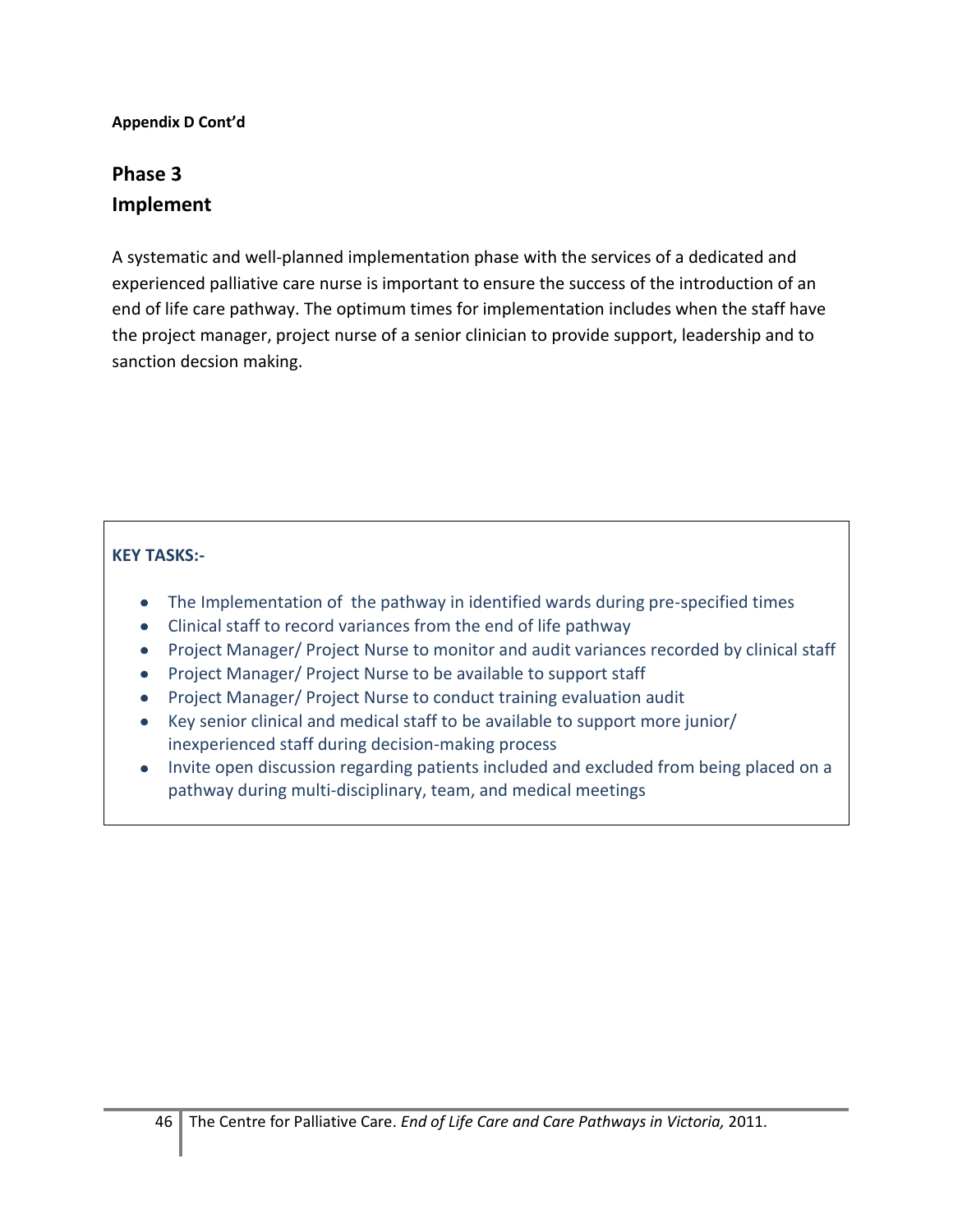**Appendix D Cont'd**

## Phase 3
## Implement

A systematic and well-planned implementation phase with the services of a dedicated and experienced palliative care nurse is important to ensure the success of the introduction of an end of life care pathway. The optimum times for implementation includes when the staff have the project manager, project nurse of a senior clinician to provide support, leadership and to sanction decsion making.

**KEY TASKS:-**

- The Implementation of  the pathway in identified wards during pre-specified times
- Clinical staff to record variances from the end of life pathway
- Project Manager/ Project Nurse to monitor and audit variances recorded by clinical staff
- Project Manager/ Project Nurse to be available to support staff
- Project Manager/ Project Nurse to conduct training evaluation audit
- Key senior clinical and medical staff to be available to support more junior/ inexperienced staff during decision-making process
- Invite open discussion regarding patients included and excluded from being placed on a pathway during multi-disciplinary, team, and medical meetings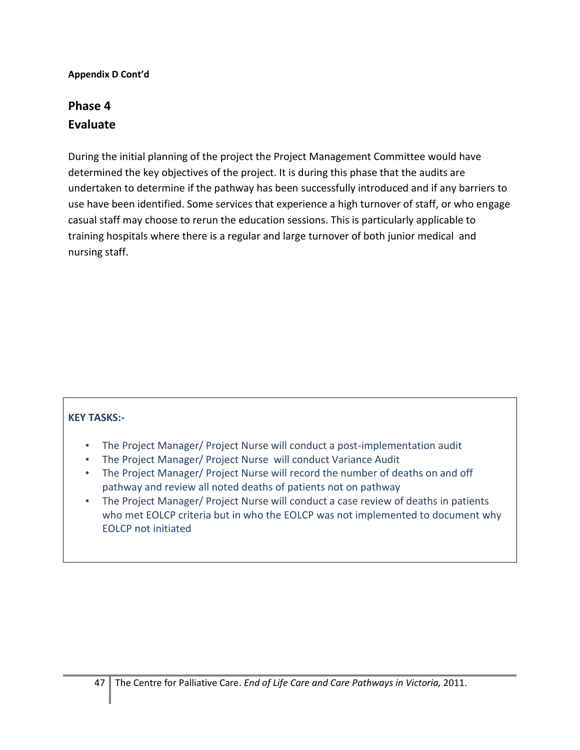**Appendix D Cont'd**

## Phase 4
## Evaluate

During the initial planning of the project the Project Management Committee would have determined the key objectives of the project. It is during this phase that the audits are undertaken to determine if the pathway has been successfully introduced and if any barriers to use have been identified. Some services that experience a high turnover of staff, or who engage casual staff may choose to rerun the education sessions. This is particularly applicable to training hospitals where there is a regular and large turnover of both junior medical and nursing staff.

**KEY TASKS:-**

- The Project Manager/ Project Nurse will conduct a post-implementation audit
- The Project Manager/ Project Nurse will conduct Variance Audit
- The Project Manager/ Project Nurse will record the number of deaths on and off pathway and review all noted deaths of patients not on pathway
- The Project Manager/ Project Nurse will conduct a case review of deaths in patients who met EOLCP criteria but in who the EOLCP was not implemented to document why EOLCP not initiated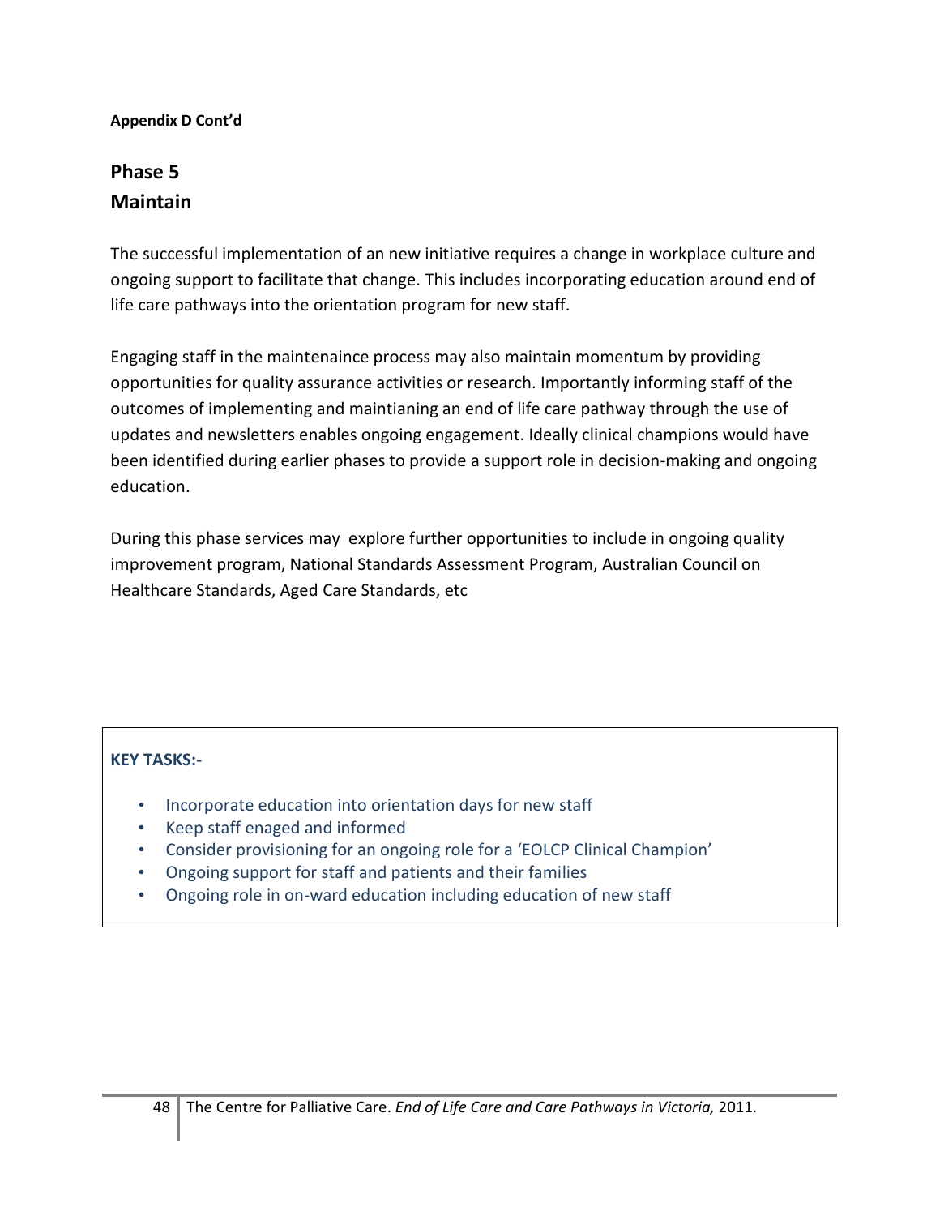**Appendix D Cont'd**

## Phase 5
## Maintain

The successful implementation of an new initiative requires a change in workplace culture and ongoing support to facilitate that change. This includes incorporating education around end of life care pathways into the orientation program for new staff.

Engaging staff in the maintenaince process may also maintain momentum by providing opportunities for quality assurance activities or research. Importantly informing staff of the outcomes of implementing and maintianing an end of life care pathway through the use of updates and newsletters enables ongoing engagement. Ideally clinical champions would have been identified during earlier phases to provide a support role in decision-making and ongoing education.

During this phase services may  explore further opportunities to include in ongoing quality improvement program, National Standards Assessment Program, Australian Council on Healthcare Standards, Aged Care Standards, etc

**KEY TASKS:-**

- Incorporate education into orientation days for new staff
- Keep staff enaged and informed
- Consider provisioning for an ongoing role for a 'EOLCP Clinical Champion'
- Ongoing support for staff and patients and their families
- Ongoing role in on-ward education including education of new staff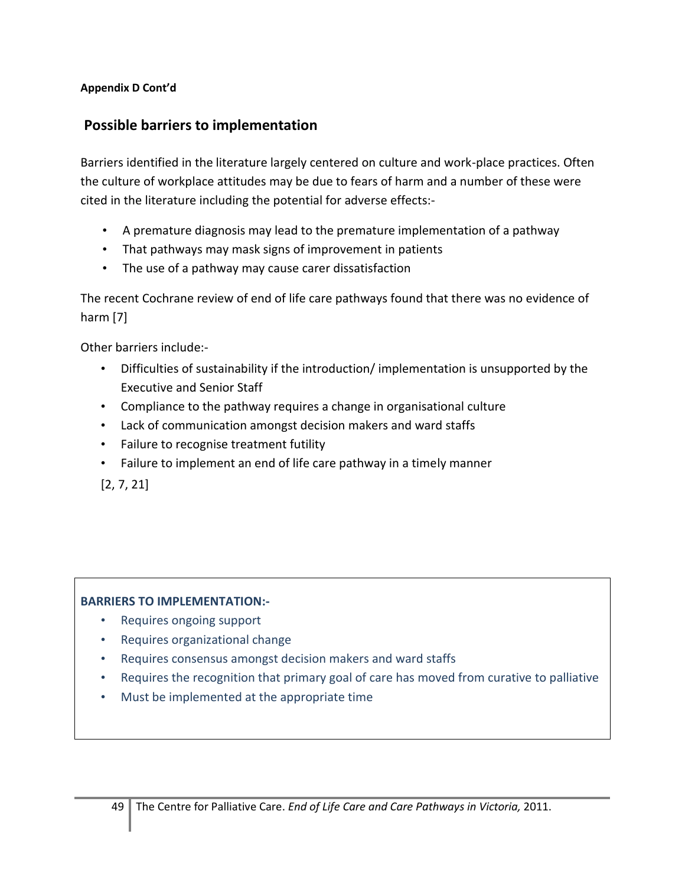**Appendix D Cont'd**

## Possible barriers to implementation

Barriers identified in the literature largely centered on culture and work-place practices. Often the culture of workplace attitudes may be due to fears of harm and a number of these were cited in the literature including the potential for adverse effects:-

- A premature diagnosis may lead to the premature implementation of a pathway
- That pathways may mask signs of improvement in patients
- The use of a pathway may cause carer dissatisfaction

The recent Cochrane review of end of life care pathways found that there was no evidence of harm [7]

Other barriers include:-

- Difficulties of sustainability if the introduction/ implementation is unsupported by the Executive and Senior Staff
- Compliance to the pathway requires a change in organisational culture
- Lack of communication amongst decision makers and ward staffs
- Failure to recognise treatment futility
- Failure to implement an end of life care pathway in a timely manner

[2, 7, 21]

**BARRIERS TO IMPLEMENTATION:-**

- Requires ongoing support
- Requires organizational change
- Requires consensus amongst decision makers and ward staffs
- Requires the recognition that primary goal of care has moved from curative to palliative
- Must be implemented at the appropriate time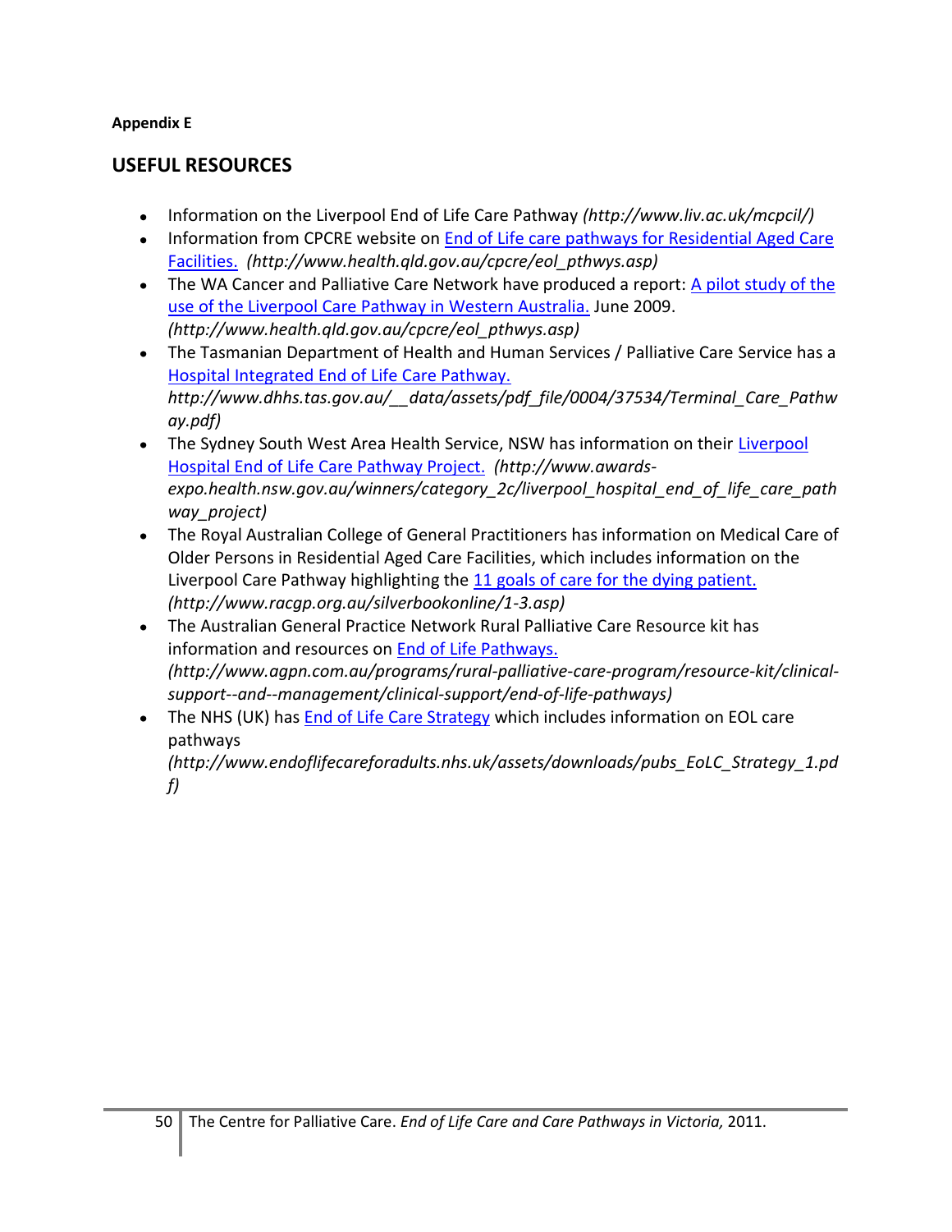**Appendix E**

## USEFUL RESOURCES

- Information on the Liverpool End of Life Care Pathway *(http://www.liv.ac.uk/mcpcil/)*
- Information from CPCRE website on End of Life care pathways for Residential Aged Care Facilities. *(http://www.health.qld.gov.au/cpcre/eol_pthwys.asp)*
- The WA Cancer and Palliative Care Network have produced a report: A pilot study of the use of the Liverpool Care Pathway in Western Australia. June 2009. *(http://www.health.qld.gov.au/cpcre/eol_pthwys.asp)*
- The Tasmanian Department of Health and Human Services / Palliative Care Service has a Hospital Integrated End of Life Care Pathway. *http://www.dhhs.tas.gov.au/__data/assets/pdf_file/0004/37534/Terminal_Care_Pathway.pdf)*
- The Sydney South West Area Health Service, NSW has information on their Liverpool Hospital End of Life Care Pathway Project. *(http://www.awards-expo.health.nsw.gov.au/winners/category_2c/liverpool_hospital_end_of_life_care_pathway_project)*
- The Royal Australian College of General Practitioners has information on Medical Care of Older Persons in Residential Aged Care Facilities, which includes information on the Liverpool Care Pathway highlighting the 11 goals of care for the dying patient. *(http://www.racgp.org.au/silverbookonline/1-3.asp)*
- The Australian General Practice Network Rural Palliative Care Resource kit has information and resources on End of Life Pathways. *(http://www.agpn.com.au/programs/rural-palliative-care-program/resource-kit/clinical-support--and--management/clinical-support/end-of-life-pathways)*
- The NHS (UK) has End of Life Care Strategy which includes information on EOL care pathways *(http://www.endoflifecareforadults.nhs.uk/assets/downloads/pubs_EoLC_Strategy_1.pdf)*